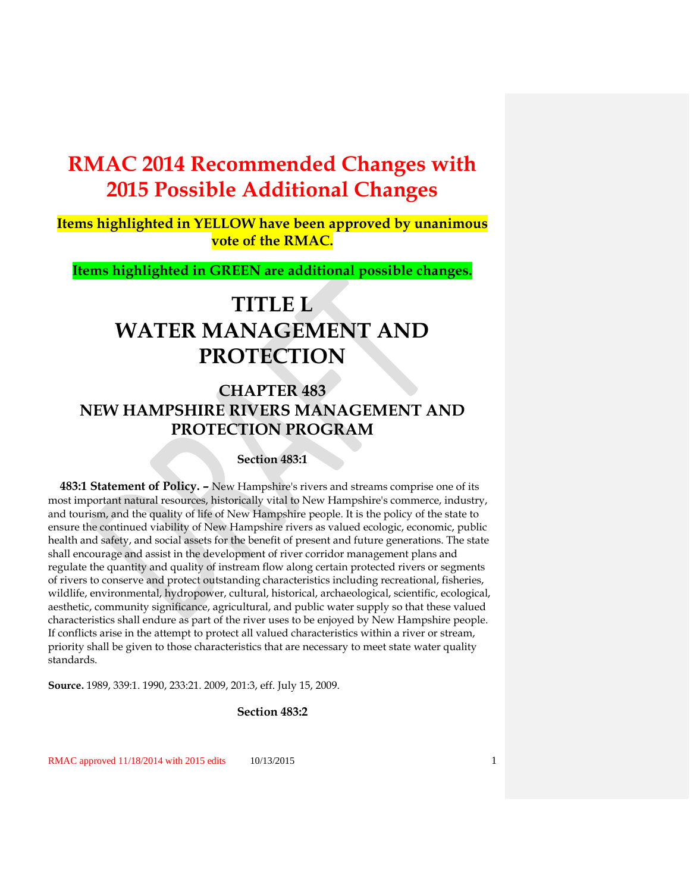# RMAC 2014 Recommended Changes with 2015 Possible Additional Changes

**Items highlighted in YELLOW have been approved by unanimous vote of the RMAC.**

**Items highlighted in GREEN are additional possible changes.**

# TITLE L
# WATER MANAGEMENT AND PROTECTION

## CHAPTER 483
## NEW HAMPSHIRE RIVERS MANAGEMENT AND PROTECTION PROGRAM

### Section 483:1

**483:1 Statement of Policy. –** New Hampshire's rivers and streams comprise one of its most important natural resources, historically vital to New Hampshire's commerce, industry, and tourism, and the quality of life of New Hampshire people. It is the policy of the state to ensure the continued viability of New Hampshire rivers as valued ecologic, economic, public health and safety, and social assets for the benefit of present and future generations. The state shall encourage and assist in the development of river corridor management plans and regulate the quantity and quality of instream flow along certain protected rivers or segments of rivers to conserve and protect outstanding characteristics including recreational, fisheries, wildlife, environmental, hydropower, cultural, historical, archaeological, scientific, ecological, aesthetic, community significance, agricultural, and public water supply so that these valued characteristics shall endure as part of the river uses to be enjoyed by New Hampshire people. If conflicts arise in the attempt to protect all valued characteristics within a river or stream, priority shall be given to those characteristics that are necessary to meet state water quality standards.

**Source.** 1989, 339:1. 1990, 233:21. 2009, 201:3, eff. July 15, 2009.

### Section 483:2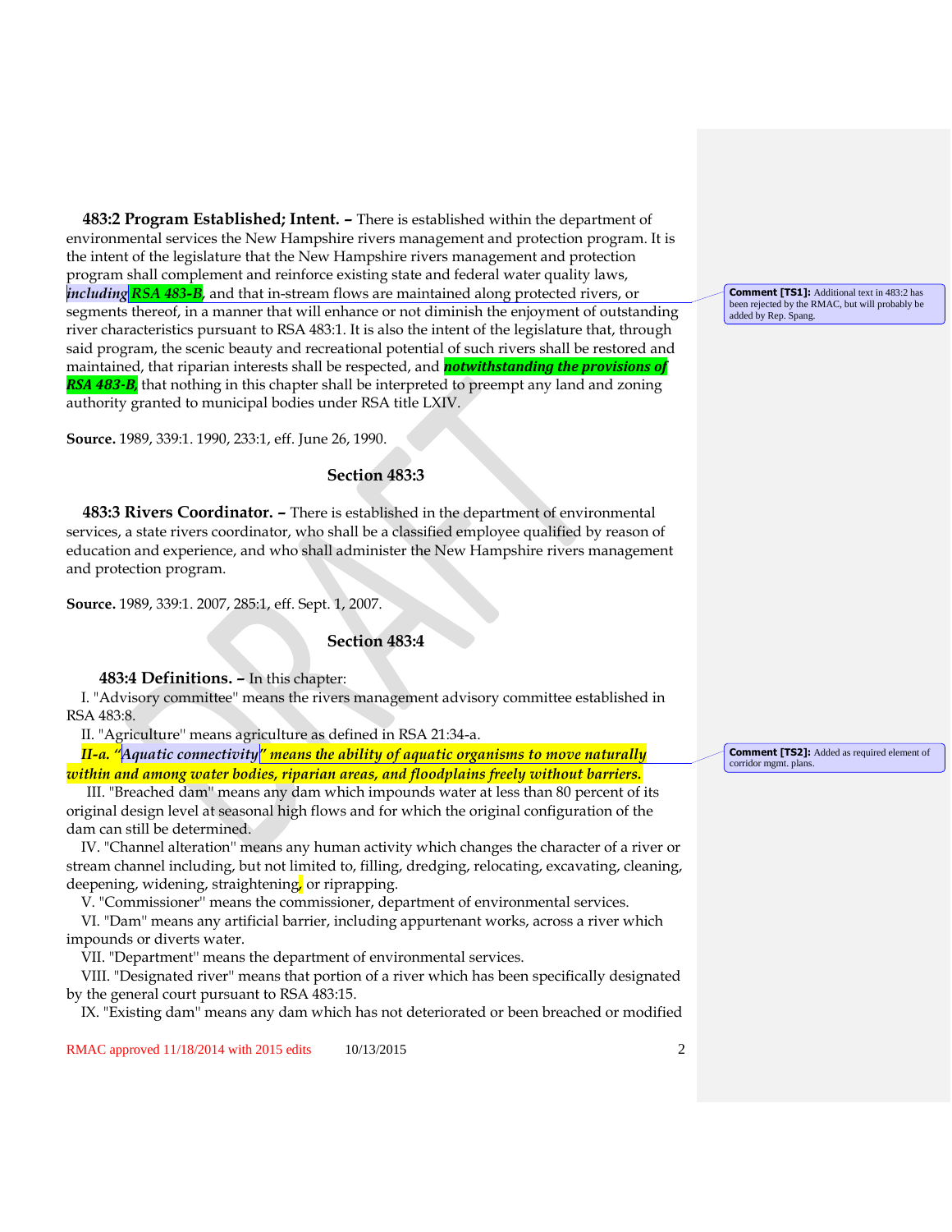**483:2 Program Established; Intent. –** There is established within the department of environmental services the New Hampshire rivers management and protection program. It is the intent of the legislature that the New Hampshire rivers management and protection program shall complement and reinforce existing state and federal water quality laws, ***including RSA 483-B***, and that in-stream flows are maintained along protected rivers, or segments thereof, in a manner that will enhance or not diminish the enjoyment of outstanding river characteristics pursuant to RSA 483:1. It is also the intent of the legislature that, through said program, the scenic beauty and recreational potential of such rivers shall be restored and maintained, that riparian interests shall be respected, and ***notwithstanding the provisions of RSA 483-B***, that nothing in this chapter shall be interpreted to preempt any land and zoning authority granted to municipal bodies under RSA title LXIV.

**Comment [TS1]:** Additional text in 483:2 has been rejected by the RMAC, but will probably be added by Rep. Spang.

**Source.** 1989, 339:1. 1990, 233:1, eff. June 26, 1990.

### Section 483:3

**483:3 Rivers Coordinator. –** There is established in the department of environmental services, a state rivers coordinator, who shall be a classified employee qualified by reason of education and experience, and who shall administer the New Hampshire rivers management and protection program.

**Source.** 1989, 339:1. 2007, 285:1, eff. Sept. 1, 2007.

### Section 483:4

**483:4 Definitions. –** In this chapter:

I. "Advisory committee" means the rivers management advisory committee established in RSA 483:8.

II. "Agriculture" means agriculture as defined in RSA 21:34-a.

***II-a. "Aquatic connectivity" means the ability of aquatic organisms to move naturally within and among water bodies, riparian areas, and floodplains freely without barriers.***

**Comment [TS2]:** Added as required element of corridor mgmt. plans.

III. "Breached dam" means any dam which impounds water at less than 80 percent of its original design level at seasonal high flows and for which the original configuration of the dam can still be determined.

IV. "Channel alteration" means any human activity which changes the character of a river or stream channel including, but not limited to, filling, dredging, relocating, excavating, cleaning, deepening, widening, straightening, or riprapping.

V. "Commissioner" means the commissioner, department of environmental services.

VI. "Dam" means any artificial barrier, including appurtenant works, across a river which impounds or diverts water.

VII. "Department" means the department of environmental services.

VIII. "Designated river" means that portion of a river which has been specifically designated by the general court pursuant to RSA 483:15.

IX. "Existing dam" means any dam which has not deteriorated or been breached or modified

RMAC approved 11/18/2014 with 2015 edits 10/13/2015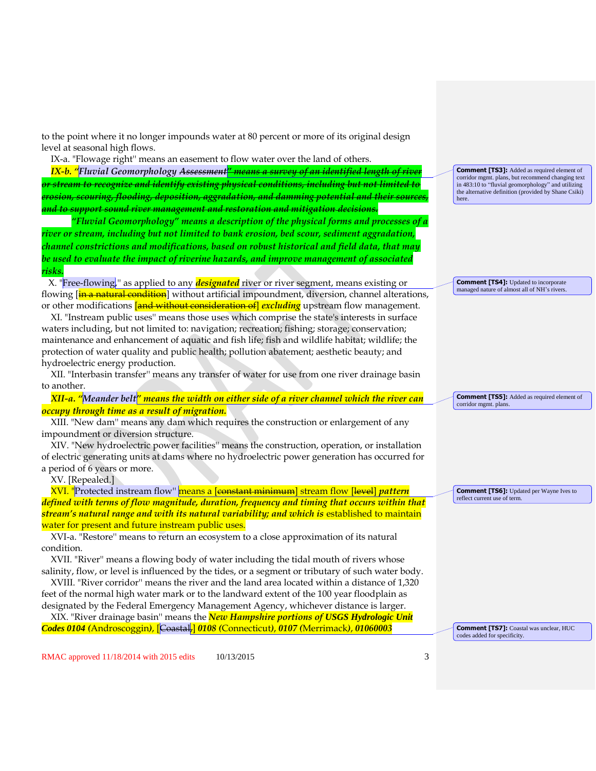to the point where it no longer impounds water at 80 percent or more of its original design level at seasonal high flows.

IX-a. "Flowage right" means an easement to flow water over the land of others.

***IX-b. "Fluvial Geomorphology ~~Assessment~~" ~~means a survey of an identified length of river or stream to recognize and identify existing physical conditions, including but not limited to erosion, scouring, flooding, deposition, aggradation, and damming potential and their sources, and to support sound river management and restoration and mitigation decisions.~~***

***"Fluvial Geomorphology" means a description of the physical forms and processes of a river or stream, including but not limited to bank erosion, bed scour, sediment aggradation, channel constrictions and modifications, based on robust historical and field data, that may be used to evaluate the impact of riverine hazards, and improve management of associated risks.***

X. "Free-flowing," as applied to any ***designated*** river or river segment, means existing or flowing [~~in a natural condition~~] without artificial impoundment, diversion, channel alterations, or other modifications [~~and without consideration of~~] ***excluding*** upstream flow management.

XI. "Instream public uses'' means those uses which comprise the state's interests in surface waters including, but not limited to: navigation; recreation; fishing; storage; conservation; maintenance and enhancement of aquatic and fish life; fish and wildlife habitat; wildlife; the protection of water quality and public health; pollution abatement; aesthetic beauty; and hydroelectric energy production.

XII. "Interbasin transfer'' means any transfer of water for use from one river drainage basin to another.

***XII-a. "Meander belt" means the width on either side of a river channel which the river can occupy through time as a result of migration.***

XIII. "New dam'' means any dam which requires the construction or enlargement of any impoundment or diversion structure.

XIV. "New hydroelectric power facilities'' means the construction, operation, or installation of electric generating units at dams where no hydroelectric power generation has occurred for a period of 6 years or more.

XV. [Repealed.]

XVI. "Protected instream flow'' means a [~~constant minimum~~] stream flow [~~level~~] ***pattern defined with terms of flow magnitude, duration, frequency and timing that occurs within that stream's natural range and with its natural variability; and which is*** established to maintain water for present and future instream public uses.

XVI-a. "Restore'' means to return an ecosystem to a close approximation of its natural condition.

XVII. "River'' means a flowing body of water including the tidal mouth of rivers whose salinity, flow, or level is influenced by the tides, or a segment or tributary of such water body.

XVIII. "River corridor'' means the river and the land area located within a distance of 1,320 feet of the normal high water mark or to the landward extent of the 100 year floodplain as designated by the Federal Emergency Management Agency, whichever distance is larger.

XIX. "River drainage basin'' means the ***New Hampshire portions of USGS Hydrologic Unit Codes 0104*** (Androscoggin), [~~Coastal~~,] ***0108*** (Connecticut), ***0107*** (Merrimack), ***01060003***

**Comment [TS3]:** Added as required element of corridor mgmt. plans, but recommend changing text in 483:10 to "fluvial geomorphology" and utilizing the alternative definition (provided by Shane Csiki) here.

**Comment [TS4]:** Updated to incorporate managed nature of almost all of NH's rivers.

**Comment [TS5]:** Added as required element of corridor mgmt. plans.

**Comment [TS6]:** Updated per Wayne Ives to reflect current use of term.

**Comment [TS7]:** Coastal was unclear, HUC codes added for specificity.

RMAC approved 11/18/2014 with 2015 edits 10/13/2015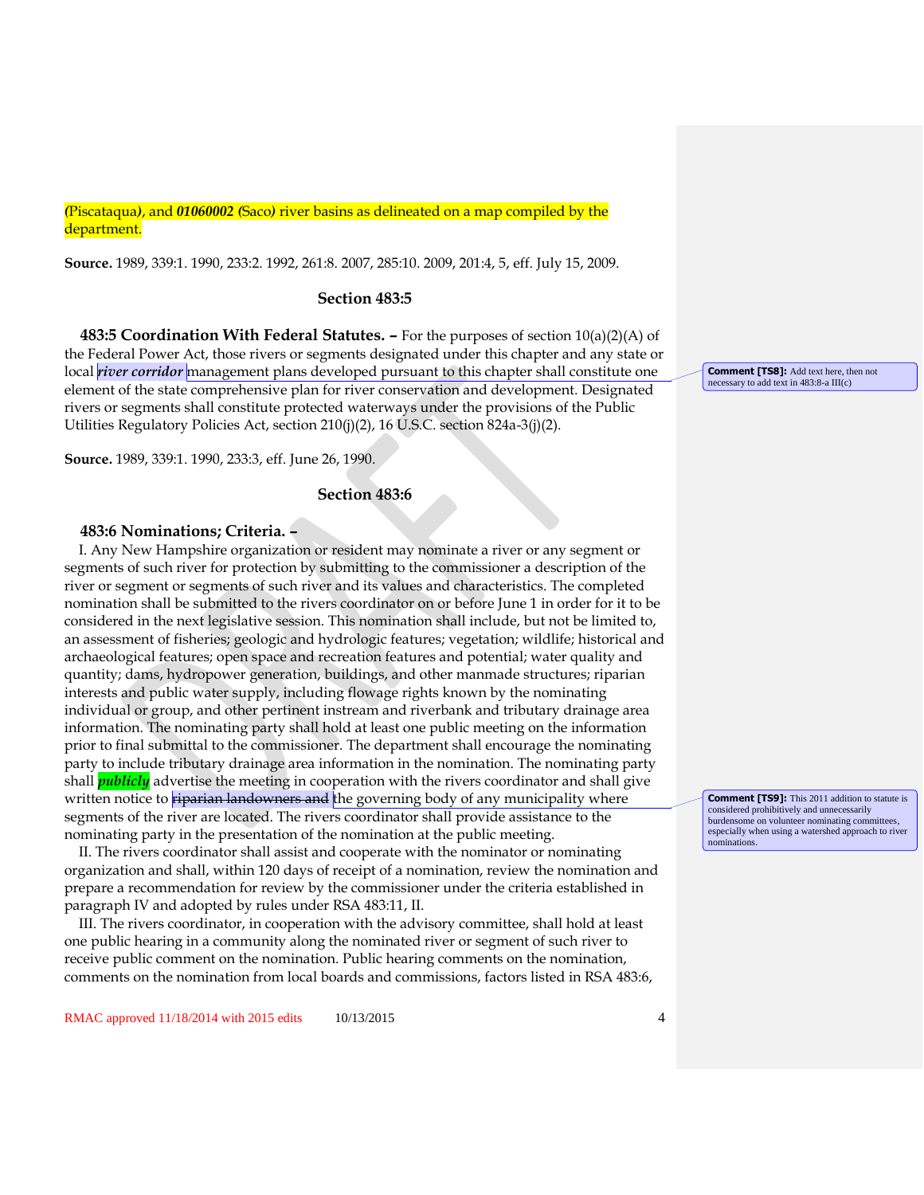(Piscataqua), and ***01060002*** (Saco) river basins as delineated on a map compiled by the department.

**Source.** 1989, 339:1. 1990, 233:2. 1992, 261:8. 2007, 285:10. 2009, 201:4, 5, eff. July 15, 2009.

### Section 483:5

**483:5 Coordination With Federal Statutes. –** For the purposes of section 10(a)(2)(A) of the Federal Power Act, those rivers or segments designated under this chapter and any state or local ***river corridor*** management plans developed pursuant to this chapter shall constitute one element of the state comprehensive plan for river conservation and development. Designated rivers or segments shall constitute protected waterways under the provisions of the Public Utilities Regulatory Policies Act, section 210(j)(2), 16 U.S.C. section 824a-3(j)(2).

> **Comment [TS8]:** Add text here, then not necessary to add text in 483:8-a III(c)

**Source.** 1989, 339:1. 1990, 233:3, eff. June 26, 1990.

### Section 483:6

**483:6 Nominations; Criteria. –**

I. Any New Hampshire organization or resident may nominate a river or any segment or segments of such river for protection by submitting to the commissioner a description of the river or segment or segments of such river and its values and characteristics. The completed nomination shall be submitted to the rivers coordinator on or before June 1 in order for it to be considered in the next legislative session. This nomination shall include, but not be limited to, an assessment of fisheries; geologic and hydrologic features; vegetation; wildlife; historical and archaeological features; open space and recreation features and potential; water quality and quantity; dams, hydropower generation, buildings, and other manmade structures; riparian interests and public water supply, including flowage rights known by the nominating individual or group, and other pertinent instream and riverbank and tributary drainage area information. The nominating party shall hold at least one public meeting on the information prior to final submittal to the commissioner. The department shall encourage the nominating party to include tributary drainage area information in the nomination. The nominating party shall ***publicly*** advertise the meeting in cooperation with the rivers coordinator and shall give written notice to ~~riparian landowners and~~ the governing body of any municipality where segments of the river are located. The rivers coordinator shall provide assistance to the nominating party in the presentation of the nomination at the public meeting.

> **Comment [TS9]:** This 2011 addition to statute is considered prohibitively and unnecessarily burdensome on volunteer nominating committees, especially when using a watershed approach to river nominations.

II. The rivers coordinator shall assist and cooperate with the nominator or nominating organization and shall, within 120 days of receipt of a nomination, review the nomination and prepare a recommendation for review by the commissioner under the criteria established in paragraph IV and adopted by rules under RSA 483:11, II.

III. The rivers coordinator, in cooperation with the advisory committee, shall hold at least one public hearing in a community along the nominated river or segment of such river to receive public comment on the nomination. Public hearing comments on the nomination, comments on the nomination from local boards and commissions, factors listed in RSA 483:6,

RMAC approved 11/18/2014 with 2015 edits 10/13/2015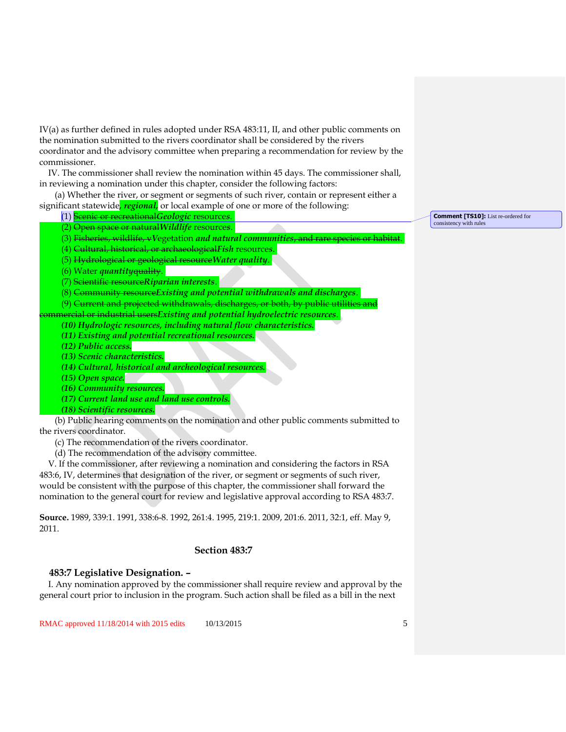IV(a) as further defined in rules adopted under RSA 483:11, II, and other public comments on the nomination submitted to the rivers coordinator shall be considered by the rivers coordinator and the advisory committee when preparing a recommendation for review by the commissioner.

IV. The commissioner shall review the nomination within 45 days. The commissioner shall, in reviewing a nomination under this chapter, consider the following factors:

(a) Whether the river, or segment or segments of such river, contain or represent either a significant statewide, ***regional,*** or local example of one or more of the following:

(1) ~~Scenic or recreational~~***Geologic*** resources.

(2) ~~Open space or natural~~***Wildlife*** resources.

(3) ~~Fisheries, wildlife, v~~Vegetation ***and natural communities***~~, and rare species or habitat~~.

(4) ~~Cultural, historical, or archaeological~~***Fish*** resources.

(5) ~~Hydrological or geological resource~~***Water quality***.

(6) Water ***quantity***~~quality~~.

(7) ~~Scientific resource~~***Riparian interests***.

(8) ~~Community resource~~***Existing and potential withdrawals and discharges***.

(9) ~~Current and projected withdrawals, discharges, or both, by public utilities and commercial or industrial users~~***Existing and potential hydroelectric resources***.

***(10) Hydrologic resources, including natural flow characteristics.***

***(11) Existing and potential recreational resources.***

***(12) Public access.***

***(13) Scenic characteristics.***

***(14) Cultural, historical and archeological resources.***

***(15) Open space.***

***(16) Community resources.***

***(17) Current land use and land use controls.***

***(18) Scientific resources.***

(b) Public hearing comments on the nomination and other public comments submitted to the rivers coordinator.

(c) The recommendation of the rivers coordinator.

(d) The recommendation of the advisory committee.

V. If the commissioner, after reviewing a nomination and considering the factors in RSA 483:6, IV, determines that designation of the river, or segment or segments of such river, would be consistent with the purpose of this chapter, the commissioner shall forward the nomination to the general court for review and legislative approval according to RSA 483:7.

**Source.** 1989, 339:1. 1991, 338:6-8. 1992, 261:4. 1995, 219:1. 2009, 201:6. 2011, 32:1, eff. May 9, 2011.

**Comment [TS10]:** List re-ordered for consistency with rules

## Section 483:7

### 483:7 Legislative Designation. –

I. Any nomination approved by the commissioner shall require review and approval by the general court prior to inclusion in the program. Such action shall be filed as a bill in the next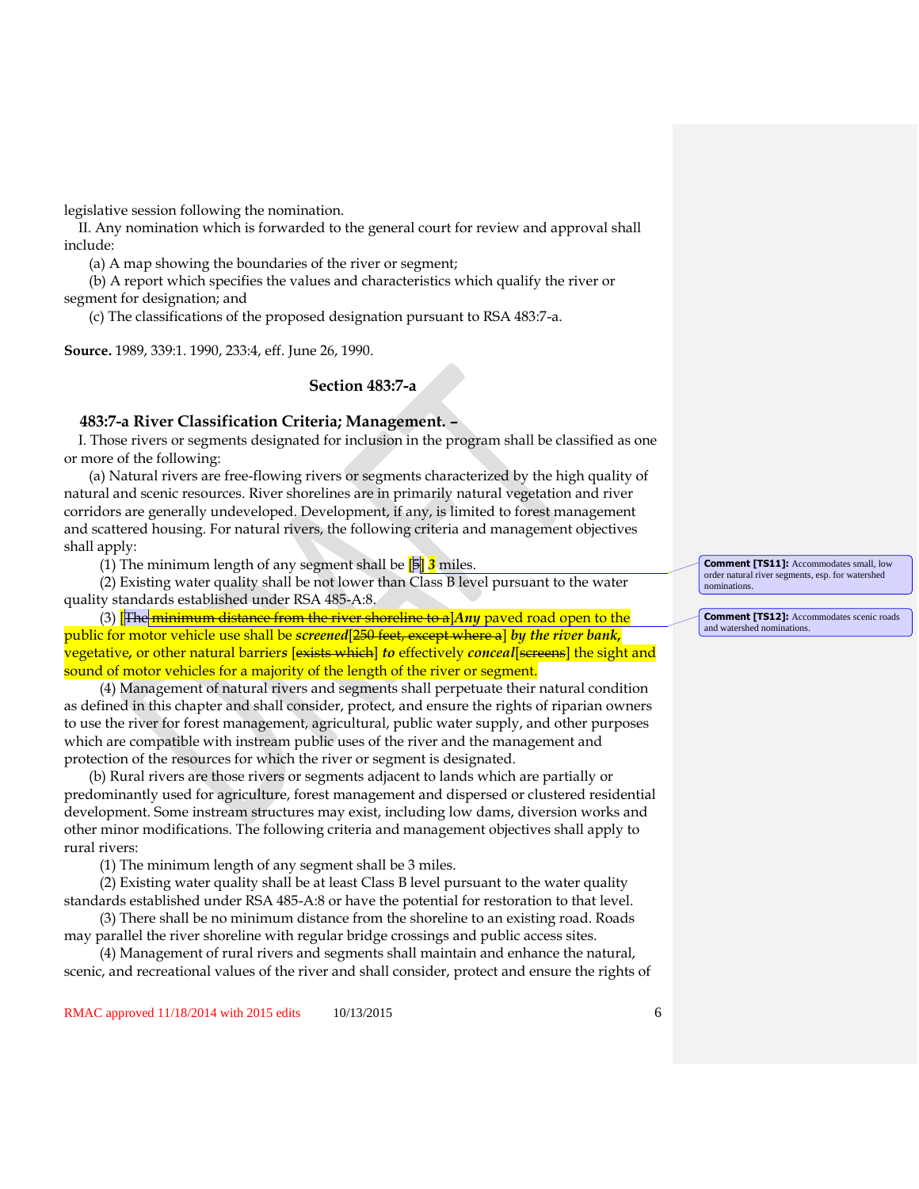legislative session following the nomination.

II. Any nomination which is forwarded to the general court for review and approval shall include:

(a) A map showing the boundaries of the river or segment;

(b) A report which specifies the values and characteristics which qualify the river or segment for designation; and

(c) The classifications of the proposed designation pursuant to RSA 483:7-a.

**Source.** 1989, 339:1. 1990, 233:4, eff. June 26, 1990.

### Section 483:7-a

### 483:7-a River Classification Criteria; Management. –

I. Those rivers or segments designated for inclusion in the program shall be classified as one or more of the following:

(a) Natural rivers are free-flowing rivers or segments characterized by the high quality of natural and scenic resources. River shorelines are in primarily natural vegetation and river corridors are generally undeveloped. Development, if any, is limited to forest management and scattered housing. For natural rivers, the following criteria and management objectives shall apply:

(1) The minimum length of any segment shall be [~~5~~] ***3*** miles.

(2) Existing water quality shall be not lower than Class B level pursuant to the water quality standards established under RSA 485-A:8.

(3) [~~The minimum distance from the river shoreline to a~~]***Any*** paved road open to the public for motor vehicle use shall be ***screened***[~~250 feet, except where a~~] ***by the river bank,*** vegetative, or other natural barrier***s*** [~~exists which~~] ***to*** effectively ***conceal***[~~screens~~] the sight and sound of motor vehicles for a majority of the length of the river or segment.

(4) Management of natural rivers and segments shall perpetuate their natural condition as defined in this chapter and shall consider, protect, and ensure the rights of riparian owners to use the river for forest management, agricultural, public water supply, and other purposes which are compatible with instream public uses of the river and the management and protection of the resources for which the river or segment is designated.

(b) Rural rivers are those rivers or segments adjacent to lands which are partially or predominantly used for agriculture, forest management and dispersed or clustered residential development. Some instream structures may exist, including low dams, diversion works and other minor modifications. The following criteria and management objectives shall apply to rural rivers:

(1) The minimum length of any segment shall be 3 miles.

(2) Existing water quality shall be at least Class B level pursuant to the water quality standards established under RSA 485-A:8 or have the potential for restoration to that level.

(3) There shall be no minimum distance from the shoreline to an existing road. Roads may parallel the river shoreline with regular bridge crossings and public access sites.

(4) Management of rural rivers and segments shall maintain and enhance the natural, scenic, and recreational values of the river and shall consider, protect and ensure the rights of

**Comment [TS11]:** Accommodates small, low order natural river segments, esp. for watershed nominations.

**Comment [TS12]:** Accommodates scenic roads and watershed nominations.

RMAC approved 11/18/2014 with 2015 edits 10/13/2015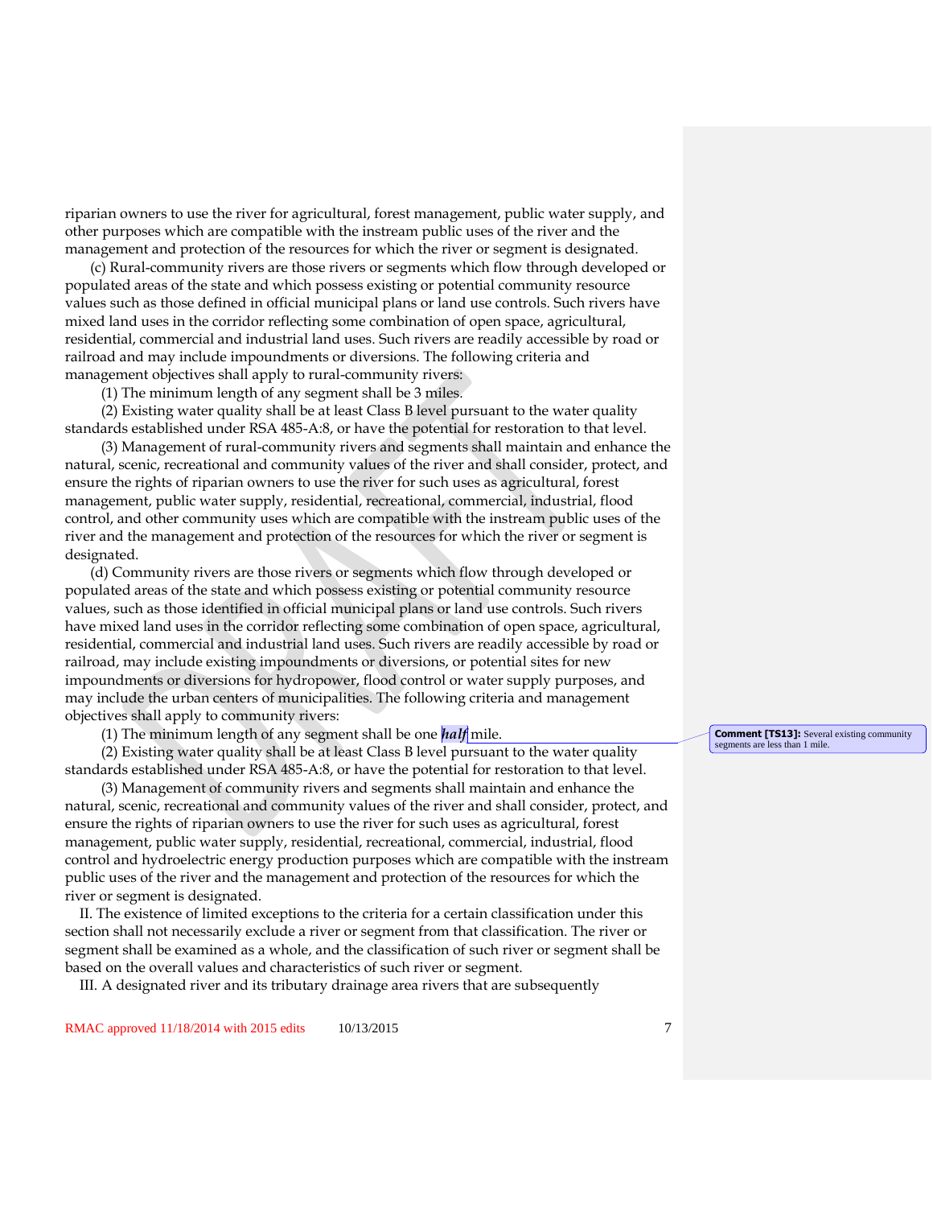riparian owners to use the river for agricultural, forest management, public water supply, and other purposes which are compatible with the instream public uses of the river and the management and protection of the resources for which the river or segment is designated.

(c) Rural-community rivers are those rivers or segments which flow through developed or populated areas of the state and which possess existing or potential community resource values such as those defined in official municipal plans or land use controls. Such rivers have mixed land uses in the corridor reflecting some combination of open space, agricultural, residential, commercial and industrial land uses. Such rivers are readily accessible by road or railroad and may include impoundments or diversions. The following criteria and management objectives shall apply to rural-community rivers:

(1) The minimum length of any segment shall be 3 miles.

(2) Existing water quality shall be at least Class B level pursuant to the water quality standards established under RSA 485-A:8, or have the potential for restoration to that level.

(3) Management of rural-community rivers and segments shall maintain and enhance the natural, scenic, recreational and community values of the river and shall consider, protect, and ensure the rights of riparian owners to use the river for such uses as agricultural, forest management, public water supply, residential, recreational, commercial, industrial, flood control, and other community uses which are compatible with the instream public uses of the river and the management and protection of the resources for which the river or segment is designated.

(d) Community rivers are those rivers or segments which flow through developed or populated areas of the state and which possess existing or potential community resource values, such as those identified in official municipal plans or land use controls. Such rivers have mixed land uses in the corridor reflecting some combination of open space, agricultural, residential, commercial and industrial land uses. Such rivers are readily accessible by road or railroad, may include existing impoundments or diversions, or potential sites for new impoundments or diversions for hydropower, flood control or water supply purposes, and may include the urban centers of municipalities. The following criteria and management objectives shall apply to community rivers:

(1) The minimum length of any segment shall be one ***half*** mile.

**Comment [TS13]:** Several existing community segments are less than 1 mile.

(2) Existing water quality shall be at least Class B level pursuant to the water quality standards established under RSA 485-A:8, or have the potential for restoration to that level.

(3) Management of community rivers and segments shall maintain and enhance the natural, scenic, recreational and community values of the river and shall consider, protect, and ensure the rights of riparian owners to use the river for such uses as agricultural, forest management, public water supply, residential, recreational, commercial, industrial, flood control and hydroelectric energy production purposes which are compatible with the instream public uses of the river and the management and protection of the resources for which the river or segment is designated.

II. The existence of limited exceptions to the criteria for a certain classification under this section shall not necessarily exclude a river or segment from that classification. The river or segment shall be examined as a whole, and the classification of such river or segment shall be based on the overall values and characteristics of such river or segment.

III. A designated river and its tributary drainage area rivers that are subsequently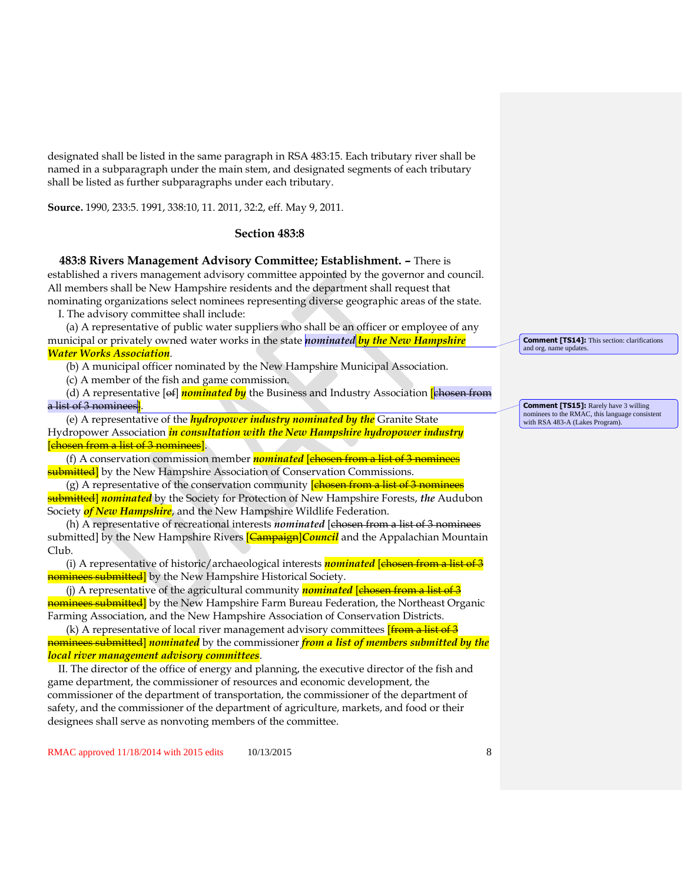designated shall be listed in the same paragraph in RSA 483:15. Each tributary river shall be named in a subparagraph under the main stem, and designated segments of each tributary shall be listed as further subparagraphs under each tributary.

**Source.** 1990, 233:5. 1991, 338:10, 11. 2011, 32:2, eff. May 9, 2011.

## Section 483:8

**483:8 Rivers Management Advisory Committee; Establishment. –** There is established a rivers management advisory committee appointed by the governor and council. All members shall be New Hampshire residents and the department shall request that nominating organizations select nominees representing diverse geographic areas of the state.

I. The advisory committee shall include:

(a) A representative of public water suppliers who shall be an officer or employee of any municipal or privately owned water works in the state ***nominated by the New Hampshire Water Works Association***.

(b) A municipal officer nominated by the New Hampshire Municipal Association.

(c) A member of the fish and game commission.

(d) A representative [~~of~~] ***nominated by*** the Business and Industry Association [~~chosen from a list of 3 nominees~~].

(e) A representative of the ***hydropower industry nominated by the*** Granite State Hydropower Association ***in consultation with the New Hampshire hydropower industry*** [~~chosen from a list of 3 nominees~~].

(f) A conservation commission member ***nominated*** [~~chosen from a list of 3 nominees submitted~~] by the New Hampshire Association of Conservation Commissions.

(g) A representative of the conservation community [~~chosen from a list of 3 nominees submitted~~] ***nominated*** by the Society for Protection of New Hampshire Forests, ***the*** Audubon Society ***of New Hampshire***, and the New Hampshire Wildlife Federation.

(h) A representative of recreational interests ***nominated*** [~~chosen from a list of 3 nominees submitted~~] by the New Hampshire Rivers [~~Campaign~~]***Council*** and the Appalachian Mountain Club.

(i) A representative of historic/archaeological interests ***nominated*** [~~chosen from a list of 3 nominees submitted~~] by the New Hampshire Historical Society.

(j) A representative of the agricultural community ***nominated*** [~~chosen from a list of 3 nominees submitted~~] by the New Hampshire Farm Bureau Federation, the Northeast Organic Farming Association, and the New Hampshire Association of Conservation Districts.

(k) A representative of local river management advisory committees [~~from a list of 3 nominees submitted~~] ***nominated*** by the commissioner ***from a list of members submitted by the local river management advisory committees***.

II. The director of the office of energy and planning, the executive director of the fish and game department, the commissioner of resources and economic development, the commissioner of the department of transportation, the commissioner of the department of safety, and the commissioner of the department of agriculture, markets, and food or their designees shall serve as nonvoting members of the committee.

**Comment [TS14]:** This section: clarifications and org. name updates.

**Comment [TS15]:** Rarely have 3 willing nominees to the RMAC, this language consistent with RSA 483-A (Lakes Program).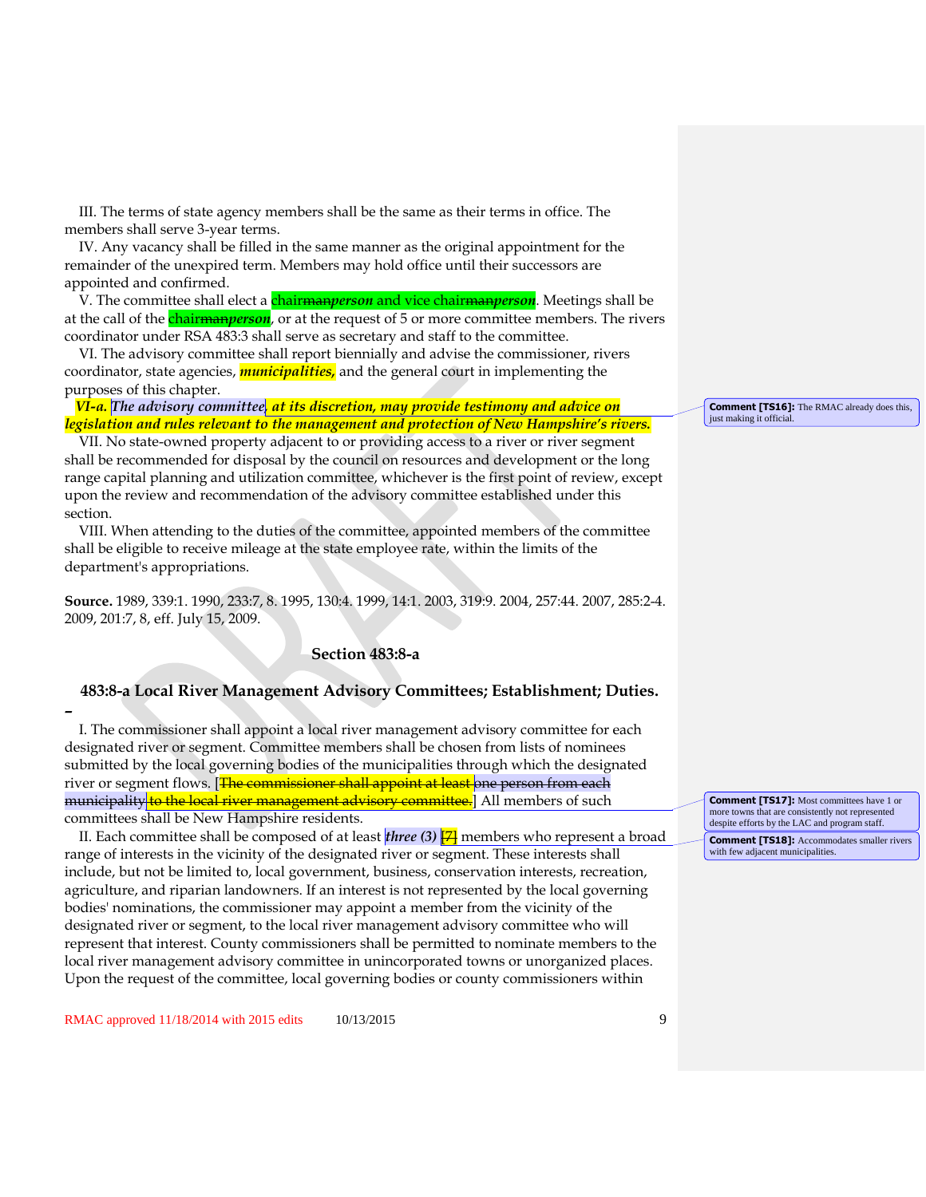III. The terms of state agency members shall be the same as their terms in office. The members shall serve 3-year terms.

IV. Any vacancy shall be filled in the same manner as the original appointment for the remainder of the unexpired term. Members may hold office until their successors are appointed and confirmed.

V. The committee shall elect a chair~~man~~***person*** and vice chair~~man~~***person***. Meetings shall be at the call of the chair~~man~~***person***, or at the request of 5 or more committee members. The rivers coordinator under RSA 483:3 shall serve as secretary and staff to the committee.

VI. The advisory committee shall report biennially and advise the commissioner, rivers coordinator, state agencies, ***municipalities,*** and the general court in implementing the purposes of this chapter.

***VI-a. The advisory committee, at its discretion, may provide testimony and advice on legislation and rules relevant to the management and protection of New Hampshire's rivers.***

> Comment [TS16]: The RMAC already does this, just making it official.

VII. No state-owned property adjacent to or providing access to a river or river segment shall be recommended for disposal by the council on resources and development or the long range capital planning and utilization committee, whichever is the first point of review, except upon the review and recommendation of the advisory committee established under this section.

VIII. When attending to the duties of the committee, appointed members of the committee shall be eligible to receive mileage at the state employee rate, within the limits of the department's appropriations.

**Source.** 1989, 339:1. 1990, 233:7, 8. 1995, 130:4. 1999, 14:1. 2003, 319:9. 2004, 257:44. 2007, 285:2-4. 2009, 201:7, 8, eff. July 15, 2009.

## Section 483:8-a

### 483:8-a Local River Management Advisory Committees; Establishment; Duties. –

I. The commissioner shall appoint a local river management advisory committee for each designated river or segment. Committee members shall be chosen from lists of nominees submitted by the local governing bodies of the municipalities through which the designated river or segment flows. [~~The commissioner shall appoint at least one person from each municipality to the local river management advisory committee.~~] All members of such committees shall be New Hampshire residents.

> Comment [TS17]: Most committees have 1 or more towns that are consistently not represented despite efforts by the LAC and program staff.

II. Each committee shall be composed of at least ***three (3)*** [~~7~~] members who represent a broad range of interests in the vicinity of the designated river or segment. These interests shall include, but not be limited to, local government, business, conservation interests, recreation, agriculture, and riparian landowners. If an interest is not represented by the local governing bodies' nominations, the commissioner may appoint a member from the vicinity of the designated river or segment, to the local river management advisory committee who will represent that interest. County commissioners shall be permitted to nominate members to the local river management advisory committee in unincorporated towns or unorganized places. Upon the request of the committee, local governing bodies or county commissioners within

> Comment [TS18]: Accommodates smaller rivers with few adjacent municipalities.

RMAC approved 11/18/2014 with 2015 edits 10/13/2015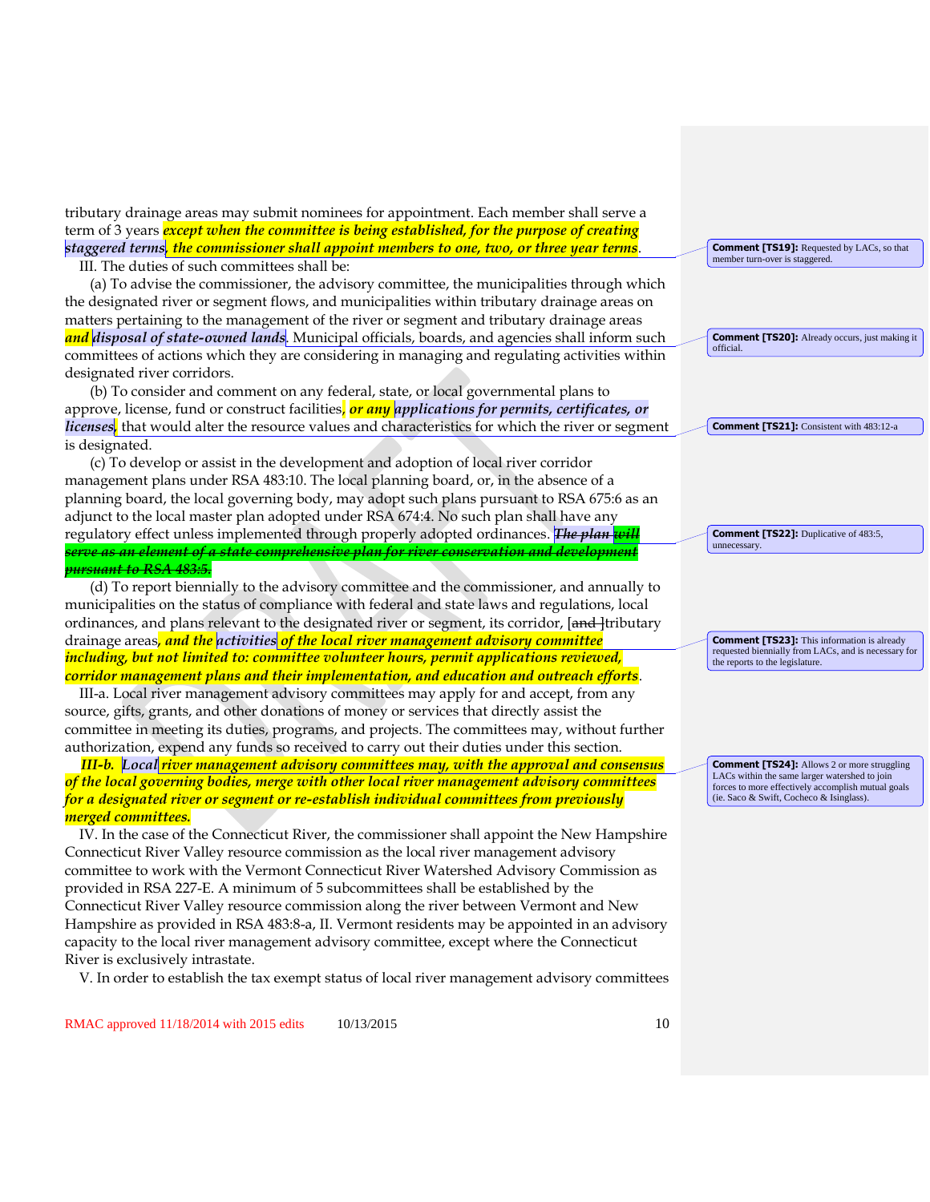tributary drainage areas may submit nominees for appointment. Each member shall serve a term of 3 years ***except when the committee is being established, for the purpose of creating staggered terms, the commissioner shall appoint members to one, two, or three year terms***.

III. The duties of such committees shall be:

(a) To advise the commissioner, the advisory committee, the municipalities through which the designated river or segment flows, and municipalities within tributary drainage areas on matters pertaining to the management of the river or segment and tributary drainage areas ***and disposal of state-owned lands***. Municipal officials, boards, and agencies shall inform such committees of actions which they are considering in managing and regulating activities within designated river corridors.

(b) To consider and comment on any federal, state, or local governmental plans to approve, license, fund or construct facilities***, or any applications for permits, certificates, or licenses***, that would alter the resource values and characteristics for which the river or segment is designated.

(c) To develop or assist in the development and adoption of local river corridor management plans under RSA 483:10. The local planning board, or, in the absence of a planning board, the local governing body, may adopt such plans pursuant to RSA 675:6 as an adjunct to the local master plan adopted under RSA 674:4. No such plan shall have any regulatory effect unless implemented through properly adopted ordinances. ~~***The plan will serve as an element of a state comprehensive plan for river conservation and development pursuant to RSA 483:5.***~~

(d) To report biennially to the advisory committee and the commissioner, and annually to municipalities on the status of compliance with federal and state laws and regulations, local ordinances, and plans relevant to the designated river or segment, its corridor, ~~[and ]~~tributary drainage areas***, and the activities of the local river management advisory committee including, but not limited to: committee volunteer hours, permit applications reviewed, corridor management plans and their implementation, and education and outreach efforts***.

III-a. Local river management advisory committees may apply for and accept, from any source, gifts, grants, and other donations of money or services that directly assist the committee in meeting its duties, programs, and projects. The committees may, without further authorization, expend any funds so received to carry out their duties under this section.

***III-b. Local river management advisory committees may, with the approval and consensus of the local governing bodies, merge with other local river management advisory committees for a designated river or segment or re-establish individual committees from previously merged committees.***

IV. In the case of the Connecticut River, the commissioner shall appoint the New Hampshire Connecticut River Valley resource commission as the local river management advisory committee to work with the Vermont Connecticut River Watershed Advisory Commission as provided in RSA 227-E. A minimum of 5 subcommittees shall be established by the Connecticut River Valley resource commission along the river between Vermont and New Hampshire as provided in RSA 483:8-a, II. Vermont residents may be appointed in an advisory capacity to the local river management advisory committee, except where the Connecticut River is exclusively intrastate.

V. In order to establish the tax exempt status of local river management advisory committees

**Comment [TS19]:** Requested by LACs, so that member turn-over is staggered.

**Comment [TS20]:** Already occurs, just making it official.

**Comment [TS21]:** Consistent with 483:12-a

**Comment [TS22]:** Duplicative of 483:5, unnecessary.

**Comment [TS23]:** This information is already requested biennially from LACs, and is necessary for the reports to the legislature.

**Comment [TS24]:** Allows 2 or more struggling LACs within the same larger watershed to join forces to more effectively accomplish mutual goals (ie. Saco & Swift, Cocheco & Isinglass).

RMAC approved 11/18/2014 with 2015 edits 10/13/2015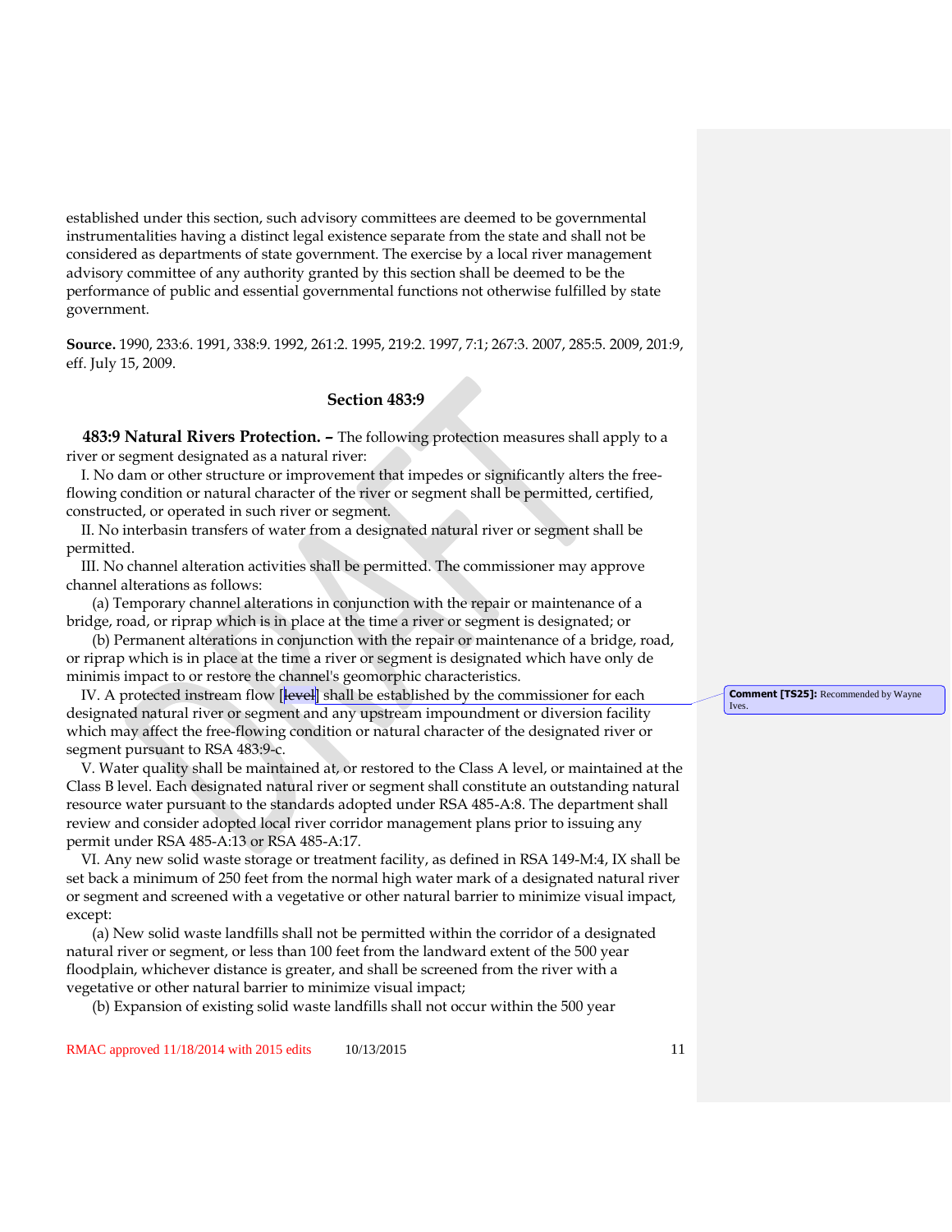established under this section, such advisory committees are deemed to be governmental instrumentalities having a distinct legal existence separate from the state and shall not be considered as departments of state government. The exercise by a local river management advisory committee of any authority granted by this section shall be deemed to be the performance of public and essential governmental functions not otherwise fulfilled by state government.

**Source.** 1990, 233:6. 1991, 338:9. 1992, 261:2. 1995, 219:2. 1997, 7:1; 267:3. 2007, 285:5. 2009, 201:9, eff. July 15, 2009.

## Section 483:9

**483:9 Natural Rivers Protection. –** The following protection measures shall apply to a river or segment designated as a natural river:

I. No dam or other structure or improvement that impedes or significantly alters the free-flowing condition or natural character of the river or segment shall be permitted, certified, constructed, or operated in such river or segment.

II. No interbasin transfers of water from a designated natural river or segment shall be permitted.

III. No channel alteration activities shall be permitted. The commissioner may approve channel alterations as follows:

(a) Temporary channel alterations in conjunction with the repair or maintenance of a bridge, road, or riprap which is in place at the time a river or segment is designated; or

(b) Permanent alterations in conjunction with the repair or maintenance of a bridge, road, or riprap which is in place at the time a river or segment is designated which have only de minimis impact to or restore the channel's geomorphic characteristics.

IV. A protected instream flow [~~level~~] shall be established by the commissioner for each designated natural river or segment and any upstream impoundment or diversion facility which may affect the free-flowing condition or natural character of the designated river or segment pursuant to RSA 483:9-c.

Comment [TS25]: Recommended by Wayne Ives.

V. Water quality shall be maintained at, or restored to the Class A level, or maintained at the Class B level. Each designated natural river or segment shall constitute an outstanding natural resource water pursuant to the standards adopted under RSA 485-A:8. The department shall review and consider adopted local river corridor management plans prior to issuing any permit under RSA 485-A:13 or RSA 485-A:17.

VI. Any new solid waste storage or treatment facility, as defined in RSA 149-M:4, IX shall be set back a minimum of 250 feet from the normal high water mark of a designated natural river or segment and screened with a vegetative or other natural barrier to minimize visual impact, except:

(a) New solid waste landfills shall not be permitted within the corridor of a designated natural river or segment, or less than 100 feet from the landward extent of the 500 year floodplain, whichever distance is greater, and shall be screened from the river with a vegetative or other natural barrier to minimize visual impact;

(b) Expansion of existing solid waste landfills shall not occur within the 500 year

RMAC approved 11/18/2014 with 2015 edits 10/13/2015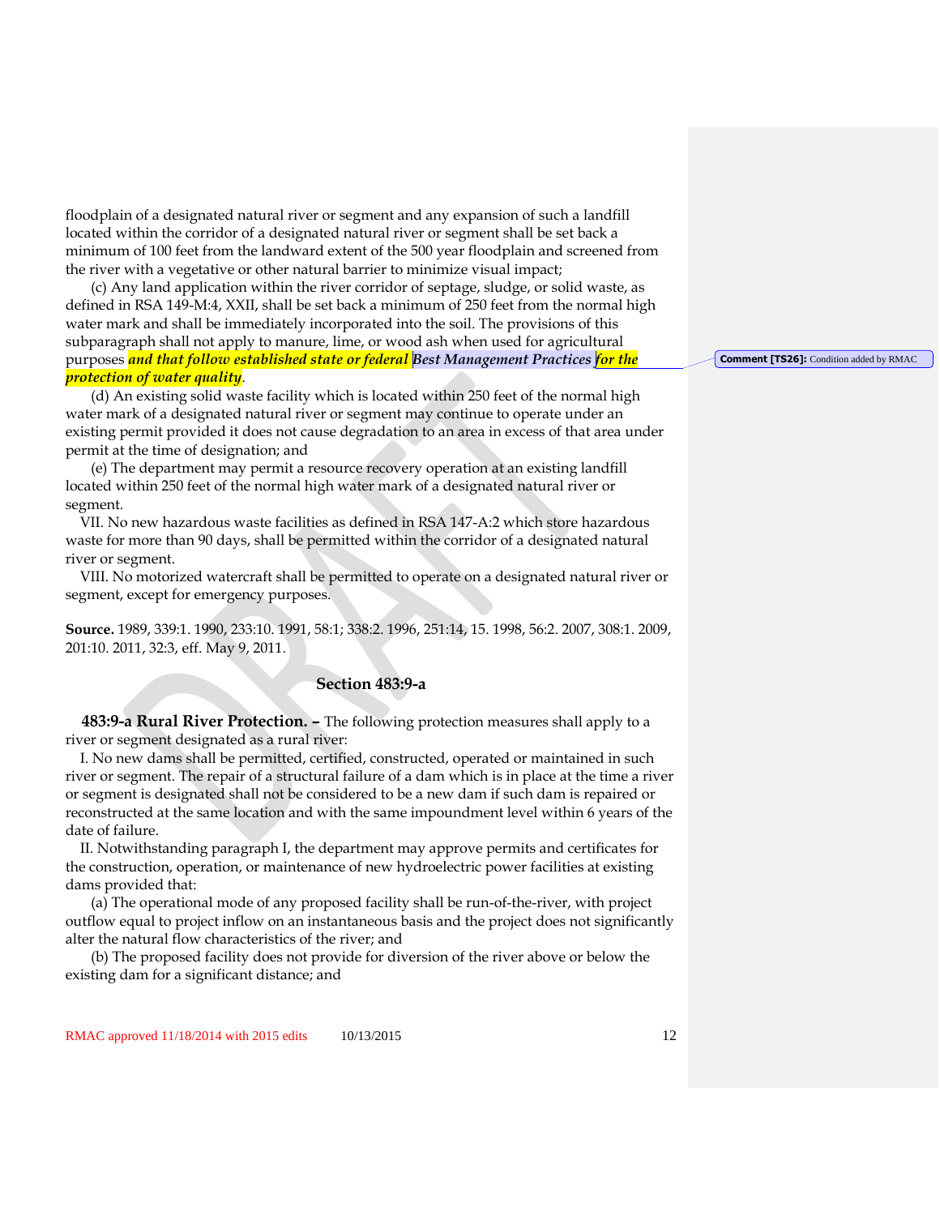floodplain of a designated natural river or segment and any expansion of such a landfill located within the corridor of a designated natural river or segment shall be set back a minimum of 100 feet from the landward extent of the 500 year floodplain and screened from the river with a vegetative or other natural barrier to minimize visual impact;

(c) Any land application within the river corridor of septage, sludge, or solid waste, as defined in RSA 149-M:4, XXII, shall be set back a minimum of 250 feet from the normal high water mark and shall be immediately incorporated into the soil. The provisions of this subparagraph shall not apply to manure, lime, or wood ash when used for agricultural purposes ***and that follow established state or federal*** *Best Management Practices* ***for the protection of water quality***.

**Comment [TS26]:** Condition added by RMAC

(d) An existing solid waste facility which is located within 250 feet of the normal high water mark of a designated natural river or segment may continue to operate under an existing permit provided it does not cause degradation to an area in excess of that area under permit at the time of designation; and

(e) The department may permit a resource recovery operation at an existing landfill located within 250 feet of the normal high water mark of a designated natural river or segment.

VII. No new hazardous waste facilities as defined in RSA 147-A:2 which store hazardous waste for more than 90 days, shall be permitted within the corridor of a designated natural river or segment.

VIII. No motorized watercraft shall be permitted to operate on a designated natural river or segment, except for emergency purposes.

**Source.** 1989, 339:1. 1990, 233:10. 1991, 58:1; 338:2. 1996, 251:14, 15. 1998, 56:2. 2007, 308:1. 2009, 201:10. 2011, 32:3, eff. May 9, 2011.

## Section 483:9-a

**483:9-a Rural River Protection. –** The following protection measures shall apply to a river or segment designated as a rural river:

I. No new dams shall be permitted, certified, constructed, operated or maintained in such river or segment. The repair of a structural failure of a dam which is in place at the time a river or segment is designated shall not be considered to be a new dam if such dam is repaired or reconstructed at the same location and with the same impoundment level within 6 years of the date of failure.

II. Notwithstanding paragraph I, the department may approve permits and certificates for the construction, operation, or maintenance of new hydroelectric power facilities at existing dams provided that:

(a) The operational mode of any proposed facility shall be run-of-the-river, with project outflow equal to project inflow on an instantaneous basis and the project does not significantly alter the natural flow characteristics of the river; and

(b) The proposed facility does not provide for diversion of the river above or below the existing dam for a significant distance; and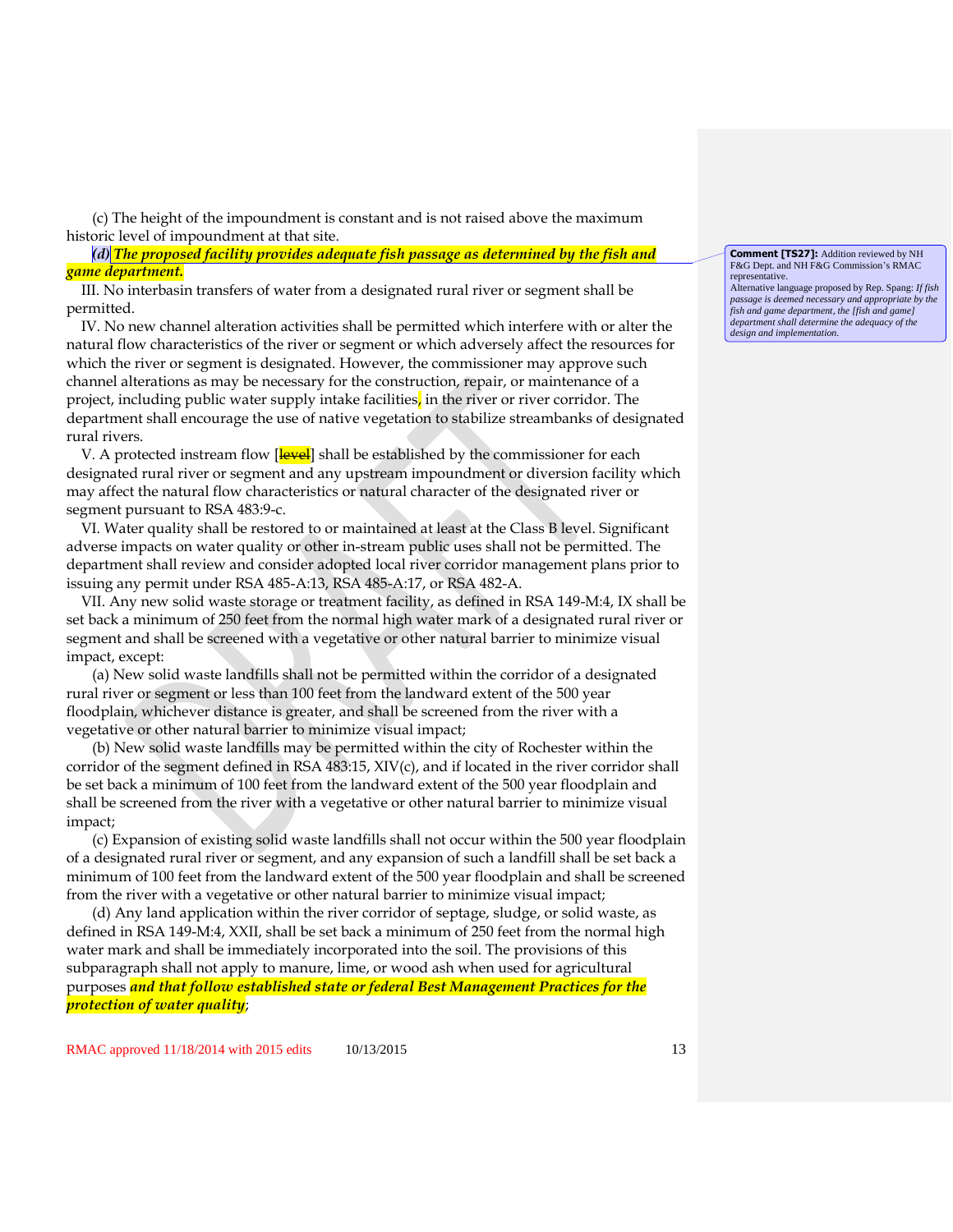(c) The height of the impoundment is constant and is not raised above the maximum historic level of impoundment at that site.

***(d) The proposed facility provides adequate fish passage as determined by the fish and game department.***

> **Comment [TS27]:** Addition reviewed by NH F&G Dept. and NH F&G Commission's RMAC representative.
> Alternative language proposed by Rep. Spang: *If fish passage is deemed necessary and appropriate by the fish and game department, the [fish and game] department shall determine the adequacy of the design and implementation.*

III. No interbasin transfers of water from a designated rural river or segment shall be permitted.

IV. No new channel alteration activities shall be permitted which interfere with or alter the natural flow characteristics of the river or segment or which adversely affect the resources for which the river or segment is designated. However, the commissioner may approve such channel alterations as may be necessary for the construction, repair, or maintenance of a project, including public water supply intake facilities, in the river or river corridor. The department shall encourage the use of native vegetation to stabilize streambanks of designated rural rivers.

V. A protected instream flow [~~level~~] shall be established by the commissioner for each designated rural river or segment and any upstream impoundment or diversion facility which may affect the natural flow characteristics or natural character of the designated river or segment pursuant to RSA 483:9-c.

VI. Water quality shall be restored to or maintained at least at the Class B level. Significant adverse impacts on water quality or other in-stream public uses shall not be permitted. The department shall review and consider adopted local river corridor management plans prior to issuing any permit under RSA 485-A:13, RSA 485-A:17, or RSA 482-A.

VII. Any new solid waste storage or treatment facility, as defined in RSA 149-M:4, IX shall be set back a minimum of 250 feet from the normal high water mark of a designated rural river or segment and shall be screened with a vegetative or other natural barrier to minimize visual impact, except:

(a) New solid waste landfills shall not be permitted within the corridor of a designated rural river or segment or less than 100 feet from the landward extent of the 500 year floodplain, whichever distance is greater, and shall be screened from the river with a vegetative or other natural barrier to minimize visual impact;

(b) New solid waste landfills may be permitted within the city of Rochester within the corridor of the segment defined in RSA 483:15, XIV(c), and if located in the river corridor shall be set back a minimum of 100 feet from the landward extent of the 500 year floodplain and shall be screened from the river with a vegetative or other natural barrier to minimize visual impact;

(c) Expansion of existing solid waste landfills shall not occur within the 500 year floodplain of a designated rural river or segment, and any expansion of such a landfill shall be set back a minimum of 100 feet from the landward extent of the 500 year floodplain and shall be screened from the river with a vegetative or other natural barrier to minimize visual impact;

(d) Any land application within the river corridor of septage, sludge, or solid waste, as defined in RSA 149-M:4, XXII, shall be set back a minimum of 250 feet from the normal high water mark and shall be immediately incorporated into the soil. The provisions of this subparagraph shall not apply to manure, lime, or wood ash when used for agricultural purposes ***and that follow established state or federal Best Management Practices for the protection of water quality***;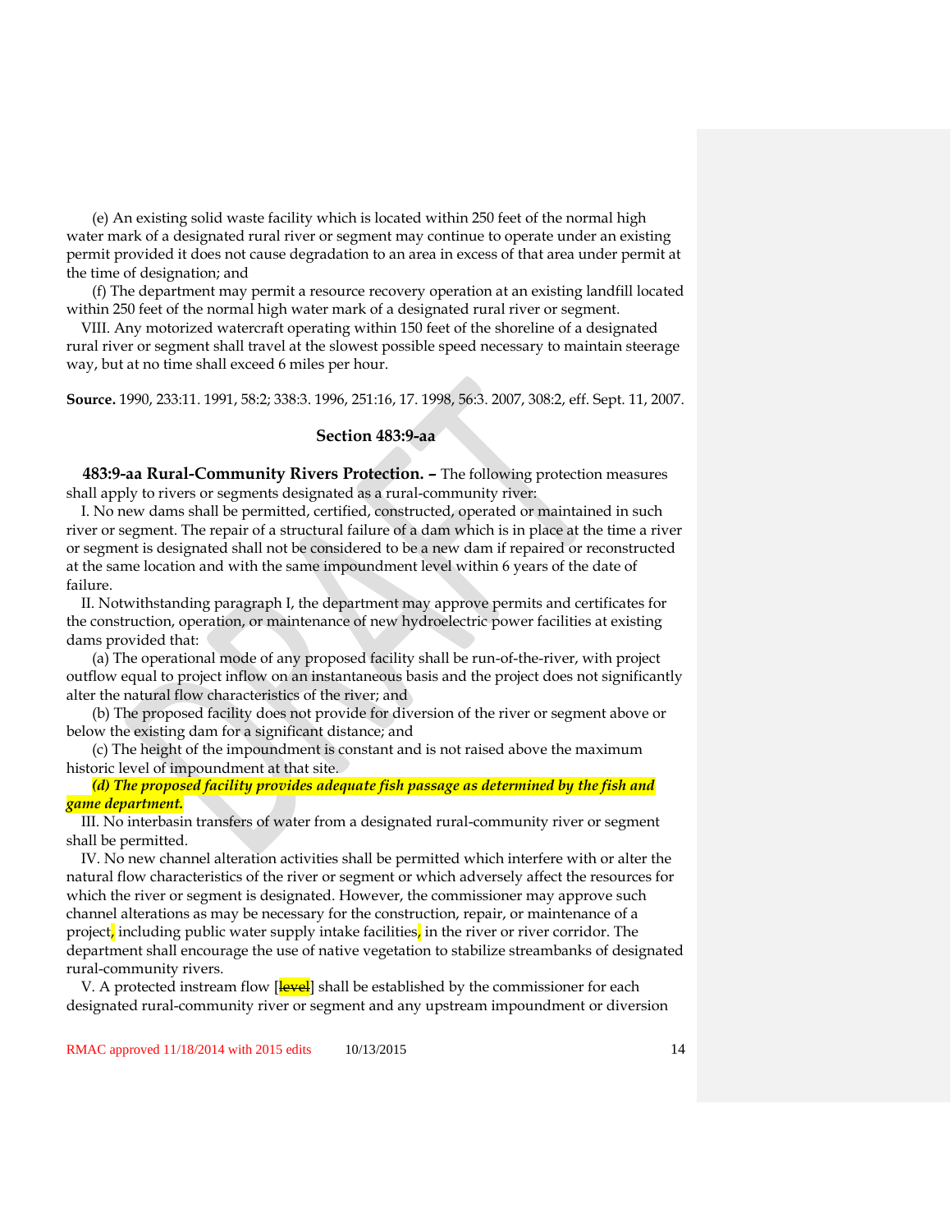(e) An existing solid waste facility which is located within 250 feet of the normal high water mark of a designated rural river or segment may continue to operate under an existing permit provided it does not cause degradation to an area in excess of that area under permit at the time of designation; and

(f) The department may permit a resource recovery operation at an existing landfill located within 250 feet of the normal high water mark of a designated rural river or segment.

VIII. Any motorized watercraft operating within 150 feet of the shoreline of a designated rural river or segment shall travel at the slowest possible speed necessary to maintain steerage way, but at no time shall exceed 6 miles per hour.

**Source.** 1990, 233:11. 1991, 58:2; 338:3. 1996, 251:16, 17. 1998, 56:3. 2007, 308:2, eff. Sept. 11, 2007.

### Section 483:9-aa

**483:9-aa Rural-Community Rivers Protection. –** The following protection measures shall apply to rivers or segments designated as a rural-community river:

I. No new dams shall be permitted, certified, constructed, operated or maintained in such river or segment. The repair of a structural failure of a dam which is in place at the time a river or segment is designated shall not be considered to be a new dam if repaired or reconstructed at the same location and with the same impoundment level within 6 years of the date of failure.

II. Notwithstanding paragraph I, the department may approve permits and certificates for the construction, operation, or maintenance of new hydroelectric power facilities at existing dams provided that:

(a) The operational mode of any proposed facility shall be run-of-the-river, with project outflow equal to project inflow on an instantaneous basis and the project does not significantly alter the natural flow characteristics of the river; and

(b) The proposed facility does not provide for diversion of the river or segment above or below the existing dam for a significant distance; and

(c) The height of the impoundment is constant and is not raised above the maximum historic level of impoundment at that site.

***(d) The proposed facility provides adequate fish passage as determined by the fish and game department.***

III. No interbasin transfers of water from a designated rural-community river or segment shall be permitted.

IV. No new channel alteration activities shall be permitted which interfere with or alter the natural flow characteristics of the river or segment or which adversely affect the resources for which the river or segment is designated. However, the commissioner may approve such channel alterations as may be necessary for the construction, repair, or maintenance of a project, including public water supply intake facilities, in the river or river corridor. The department shall encourage the use of native vegetation to stabilize streambanks of designated rural-community rivers.

V. A protected instream flow [~~level~~] shall be established by the commissioner for each designated rural-community river or segment and any upstream impoundment or diversion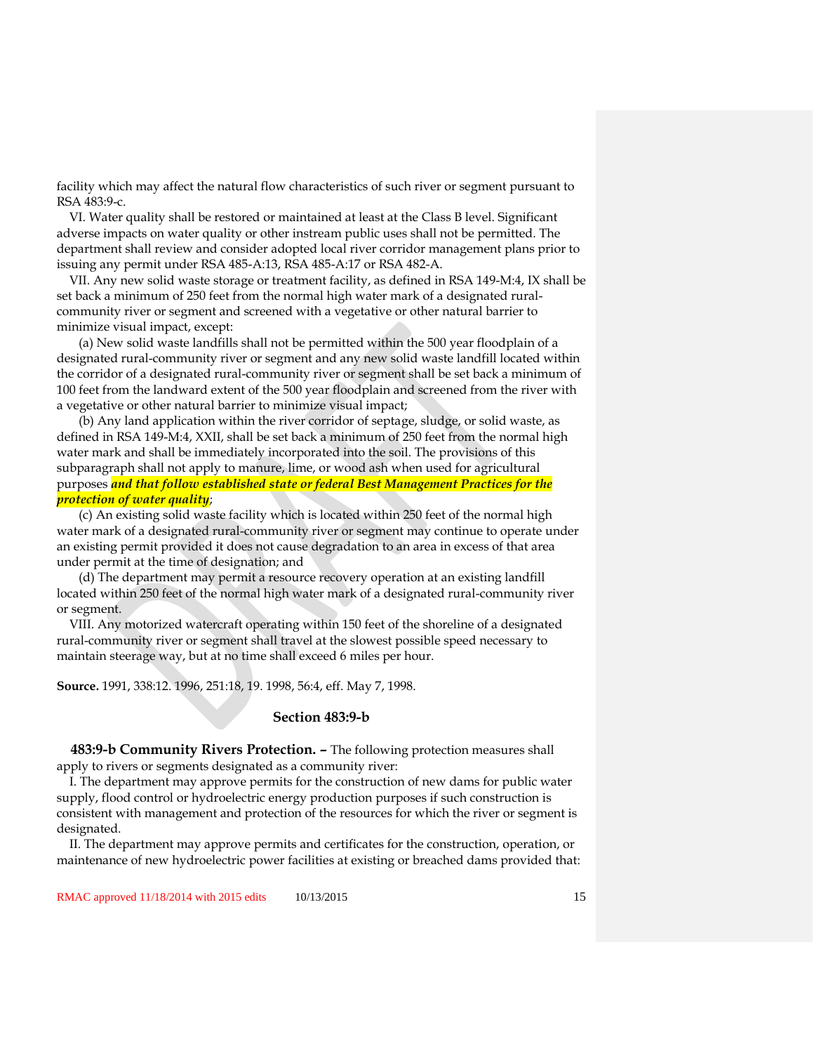facility which may affect the natural flow characteristics of such river or segment pursuant to RSA 483:9-c.

VI. Water quality shall be restored or maintained at least at the Class B level. Significant adverse impacts on water quality or other instream public uses shall not be permitted. The department shall review and consider adopted local river corridor management plans prior to issuing any permit under RSA 485-A:13, RSA 485-A:17 or RSA 482-A.

VII. Any new solid waste storage or treatment facility, as defined in RSA 149-M:4, IX shall be set back a minimum of 250 feet from the normal high water mark of a designated rural-community river or segment and screened with a vegetative or other natural barrier to minimize visual impact, except:

(a) New solid waste landfills shall not be permitted within the 500 year floodplain of a designated rural-community river or segment and any new solid waste landfill located within the corridor of a designated rural-community river or segment shall be set back a minimum of 100 feet from the landward extent of the 500 year floodplain and screened from the river with a vegetative or other natural barrier to minimize visual impact;

(b) Any land application within the river corridor of septage, sludge, or solid waste, as defined in RSA 149-M:4, XXII, shall be set back a minimum of 250 feet from the normal high water mark and shall be immediately incorporated into the soil. The provisions of this subparagraph shall not apply to manure, lime, or wood ash when used for agricultural purposes ***and that follow established state or federal Best Management Practices for the protection of water quality***;

(c) An existing solid waste facility which is located within 250 feet of the normal high water mark of a designated rural-community river or segment may continue to operate under an existing permit provided it does not cause degradation to an area in excess of that area under permit at the time of designation; and

(d) The department may permit a resource recovery operation at an existing landfill located within 250 feet of the normal high water mark of a designated rural-community river or segment.

VIII. Any motorized watercraft operating within 150 feet of the shoreline of a designated rural-community river or segment shall travel at the slowest possible speed necessary to maintain steerage way, but at no time shall exceed 6 miles per hour.

**Source.** 1991, 338:12. 1996, 251:18, 19. 1998, 56:4, eff. May 7, 1998.

### Section 483:9-b

**483:9-b Community Rivers Protection. –** The following protection measures shall apply to rivers or segments designated as a community river:

I. The department may approve permits for the construction of new dams for public water supply, flood control or hydroelectric energy production purposes if such construction is consistent with management and protection of the resources for which the river or segment is designated.

II. The department may approve permits and certificates for the construction, operation, or maintenance of new hydroelectric power facilities at existing or breached dams provided that: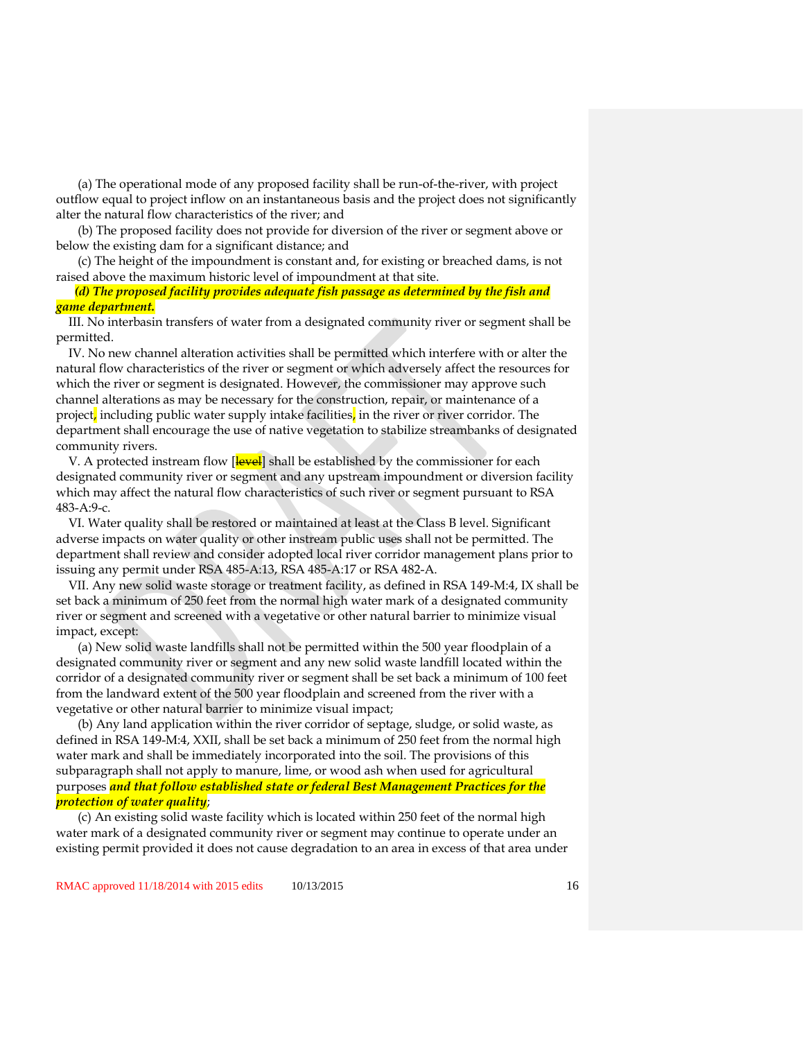(a) The operational mode of any proposed facility shall be run-of-the-river, with project outflow equal to project inflow on an instantaneous basis and the project does not significantly alter the natural flow characteristics of the river; and

(b) The proposed facility does not provide for diversion of the river or segment above or below the existing dam for a significant distance; and

(c) The height of the impoundment is constant and, for existing or breached dams, is not raised above the maximum historic level of impoundment at that site.

***(d) The proposed facility provides adequate fish passage as determined by the fish and game department.***

III. No interbasin transfers of water from a designated community river or segment shall be permitted.

IV. No new channel alteration activities shall be permitted which interfere with or alter the natural flow characteristics of the river or segment or which adversely affect the resources for which the river or segment is designated. However, the commissioner may approve such channel alterations as may be necessary for the construction, repair, or maintenance of a project, including public water supply intake facilities, in the river or river corridor. The department shall encourage the use of native vegetation to stabilize streambanks of designated community rivers.

V. A protected instream flow [~~level~~] shall be established by the commissioner for each designated community river or segment and any upstream impoundment or diversion facility which may affect the natural flow characteristics of such river or segment pursuant to RSA 483-A:9-c.

VI. Water quality shall be restored or maintained at least at the Class B level. Significant adverse impacts on water quality or other instream public uses shall not be permitted. The department shall review and consider adopted local river corridor management plans prior to issuing any permit under RSA 485-A:13, RSA 485-A:17 or RSA 482-A.

VII. Any new solid waste storage or treatment facility, as defined in RSA 149-M:4, IX shall be set back a minimum of 250 feet from the normal high water mark of a designated community river or segment and screened with a vegetative or other natural barrier to minimize visual impact, except:

(a) New solid waste landfills shall not be permitted within the 500 year floodplain of a designated community river or segment and any new solid waste landfill located within the corridor of a designated community river or segment shall be set back a minimum of 100 feet from the landward extent of the 500 year floodplain and screened from the river with a vegetative or other natural barrier to minimize visual impact;

(b) Any land application within the river corridor of septage, sludge, or solid waste, as defined in RSA 149-M:4, XXII, shall be set back a minimum of 250 feet from the normal high water mark and shall be immediately incorporated into the soil. The provisions of this subparagraph shall not apply to manure, lime, or wood ash when used for agricultural purposes ***and that follow established state or federal Best Management Practices for the protection of water quality***;

(c) An existing solid waste facility which is located within 250 feet of the normal high water mark of a designated community river or segment may continue to operate under an existing permit provided it does not cause degradation to an area in excess of that area under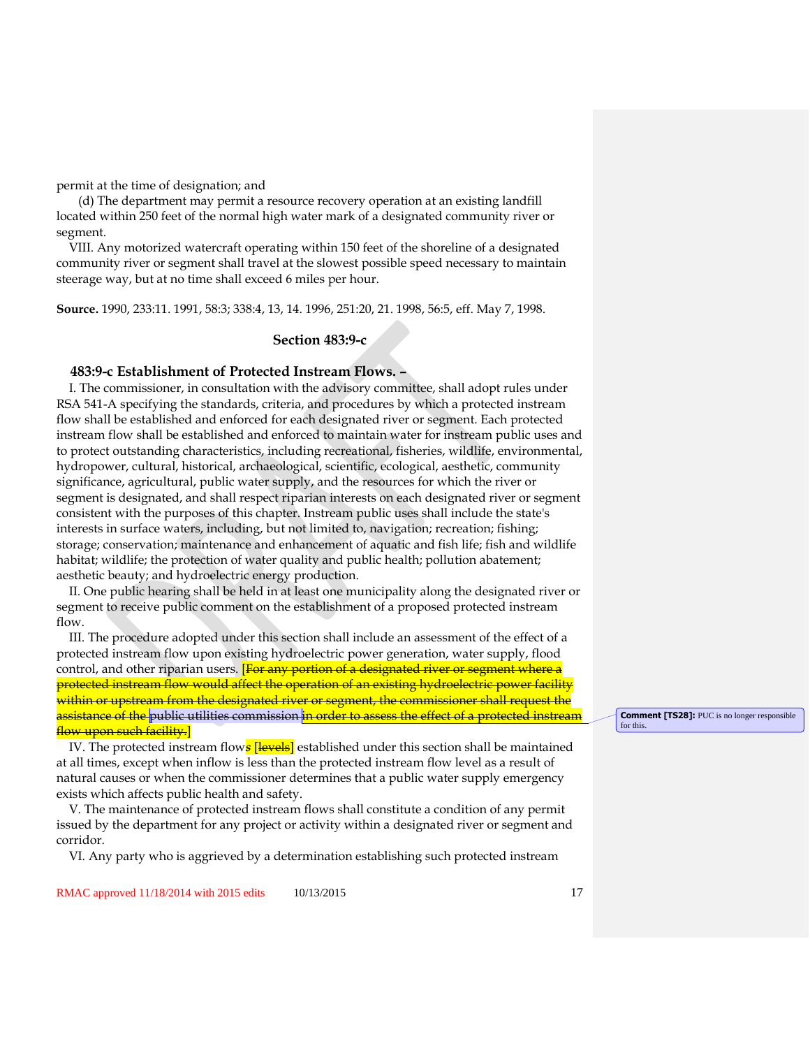permit at the time of designation; and

(d) The department may permit a resource recovery operation at an existing landfill located within 250 feet of the normal high water mark of a designated community river or segment.

VIII. Any motorized watercraft operating within 150 feet of the shoreline of a designated community river or segment shall travel at the slowest possible speed necessary to maintain steerage way, but at no time shall exceed 6 miles per hour.

**Source.** 1990, 233:11. 1991, 58:3; 338:4, 13, 14. 1996, 251:20, 21. 1998, 56:5, eff. May 7, 1998.

## Section 483:9-c

### 483:9-c Establishment of Protected Instream Flows. –

I. The commissioner, in consultation with the advisory committee, shall adopt rules under RSA 541-A specifying the standards, criteria, and procedures by which a protected instream flow shall be established and enforced for each designated river or segment. Each protected instream flow shall be established and enforced to maintain water for instream public uses and to protect outstanding characteristics, including recreational, fisheries, wildlife, environmental, hydropower, cultural, historical, archaeological, scientific, ecological, aesthetic, community significance, agricultural, public water supply, and the resources for which the river or segment is designated, and shall respect riparian interests on each designated river or segment consistent with the purposes of this chapter. Instream public uses shall include the state's interests in surface waters, including, but not limited to, navigation; recreation; fishing; storage; conservation; maintenance and enhancement of aquatic and fish life; fish and wildlife habitat; wildlife; the protection of water quality and public health; pollution abatement; aesthetic beauty; and hydroelectric energy production.

II. One public hearing shall be held in at least one municipality along the designated river or segment to receive public comment on the establishment of a proposed protected instream flow.

III. The procedure adopted under this section shall include an assessment of the effect of a protected instream flow upon existing hydroelectric power generation, water supply, flood control, and other riparian users. [~~For any portion of a designated river or segment where a protected instream flow would affect the operation of an existing hydroelectric power facility within or upstream from the designated river or segment, the commissioner shall request the assistance of the public utilities commission in order to assess the effect of a protected instream flow upon such facility.~~]

Comment [TS28]: PUC is no longer responsible for this.

IV. The protected instream flow*s* [~~levels~~] established under this section shall be maintained at all times, except when inflow is less than the protected instream flow level as a result of natural causes or when the commissioner determines that a public water supply emergency exists which affects public health and safety.

V. The maintenance of protected instream flows shall constitute a condition of any permit issued by the department for any project or activity within a designated river or segment and corridor.

VI. Any party who is aggrieved by a determination establishing such protected instream

RMAC approved 11/18/2014 with 2015 edits 10/13/2015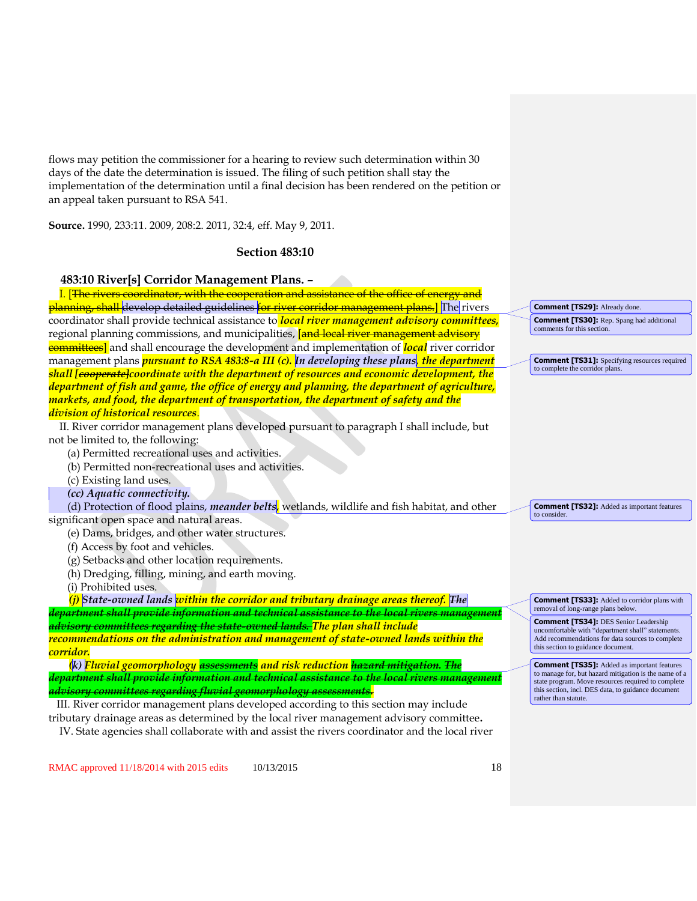flows may petition the commissioner for a hearing to review such determination within 30 days of the date the determination is issued. The filing of such petition shall stay the implementation of the determination until a final decision has been rendered on the petition or an appeal taken pursuant to RSA 541.

**Source.** 1990, 233:11. 2009, 208:2. 2011, 32:4, eff. May 9, 2011.

### Section 483:10

**483:10 River[s] Corridor Management Plans. –**

I. [~~The rivers coordinator, with the cooperation and assistance of the office of energy and planning, shall develop detailed guidelines for river corridor management plans.~~] The rivers coordinator shall provide technical assistance to ***local river management advisory committees,*** regional planning commissions, and municipalities, [~~and local river management advisory committees~~] and shall encourage the development and implementation of ***local*** river corridor management plans ***pursuant to RSA 483:8-a III (c). In developing these plans, the department shall [~~cooperate~~] coordinate with the department of resources and economic development, the department of fish and game, the office of energy and planning, the department of agriculture, markets, and food, the department of transportation, the department of safety and the division of historical resources***.

II. River corridor management plans developed pursuant to paragraph I shall include, but not be limited to, the following:

(a) Permitted recreational uses and activities.

(b) Permitted non-recreational uses and activities.

(c) Existing land uses.

***(cc) Aquatic connectivity.***

(d) Protection of flood plains, ***meander belts***, wetlands, wildlife and fish habitat, and other significant open space and natural areas.

(e) Dams, bridges, and other water structures.

(f) Access by foot and vehicles.

(g) Setbacks and other location requirements.

(h) Dredging, filling, mining, and earth moving.

(i) Prohibited uses.

***(j) State-owned lands within the corridor and tributary drainage areas thereof.*** ~~***The department shall provide information and technical assistance to the local rivers management advisory committees regarding the state-owned lands.***~~ ***The plan shall include recommendations on the administration and management of state-owned lands within the corridor.***

***(k) Fluvial geomorphology*** ~~***assessments***~~ ***and risk reduction*** ~~***hazard mitigation. The department shall provide information and technical assistance to the local rivers management advisory committees regarding fluvial geomorphology assessments.***~~

III. River corridor management plans developed according to this section may include tributary drainage areas as determined by the local river management advisory committee.

IV. State agencies shall collaborate with and assist the rivers coordinator and the local river

**Comment [TS29]:** Already done.

**Comment [TS30]:** Rep. Spang had additional comments for this section.

**Comment [TS31]:** Specifying resources required to complete the corridor plans.

**Comment [TS32]:** Added as important features to consider.

**Comment [TS33]:** Added to corridor plans with removal of long-range plans below.

**Comment [TS34]:** DES Senior Leadership uncomfortable with "department shall" statements. Add recommendations for data sources to complete this section to guidance document.

**Comment [TS35]:** Added as important features to manage for, but hazard mitigation is the name of a state program. Move resources required to complete this section, incl. DES data, to guidance document rather than statute.

RMAC approved 11/18/2014 with 2015 edits 10/13/2015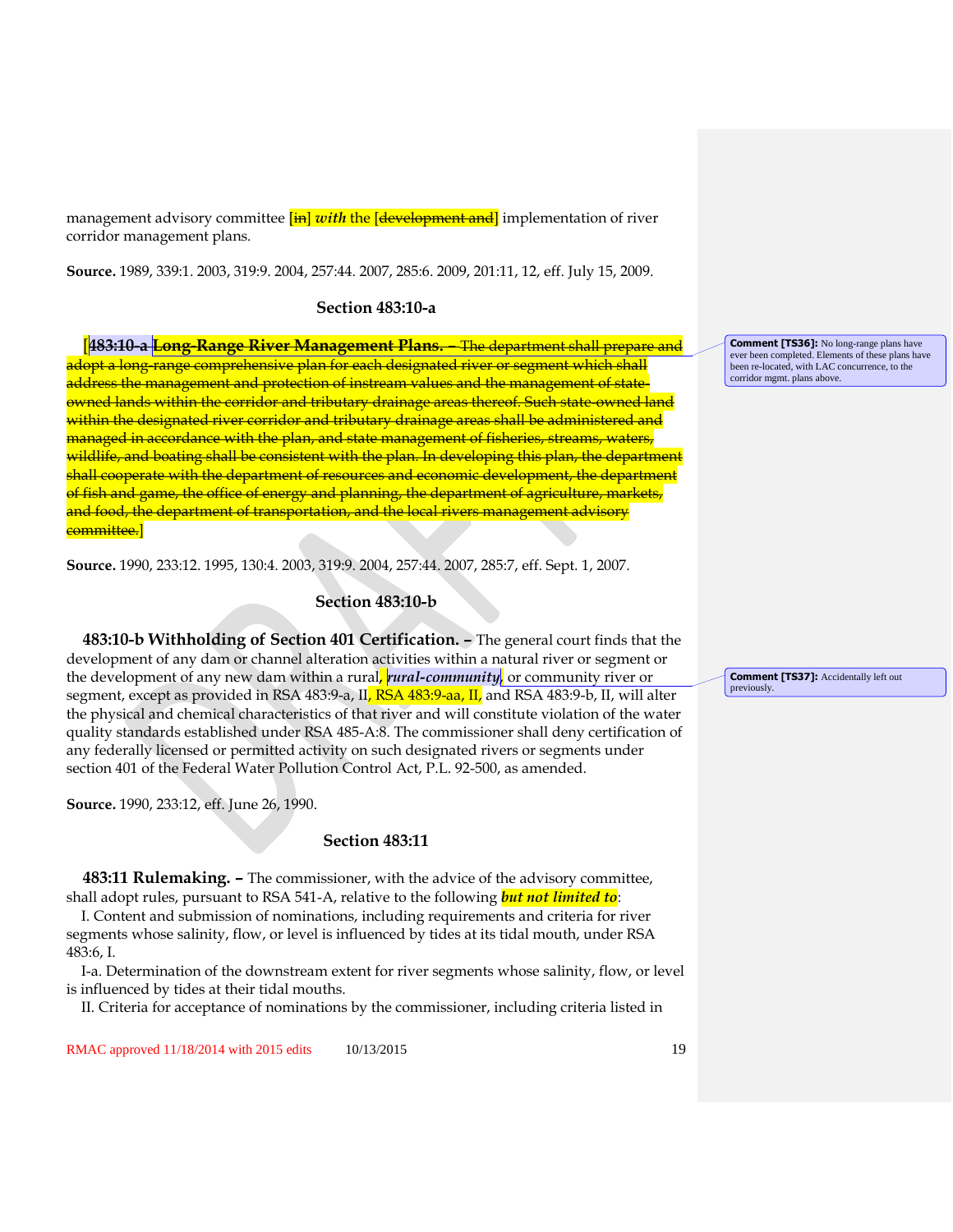management advisory committee [in] *with* the [development and] implementation of river corridor management plans.

**Source.** 1989, 339:1. 2003, 319:9. 2004, 257:44. 2007, 285:6. 2009, 201:11, 12, eff. July 15, 2009.

### Section 483:10-a

[~~**483:10-a Long-Range River Management Plans.**~~ ~~– The department shall prepare and adopt a long-range comprehensive plan for each designated river or segment which shall address the management and protection of instream values and the management of state-owned lands within the corridor and tributary drainage areas thereof. Such state-owned land within the designated river corridor and tributary drainage areas shall be administered and managed in accordance with the plan, and state management of fisheries, streams, waters, wildlife, and boating shall be consistent with the plan. In developing this plan, the department shall cooperate with the department of resources and economic development, the department of fish and game, the office of energy and planning, the department of agriculture, markets, and food, the department of transportation, and the local rivers management advisory committee.~~]

**Comment [TS36]:** No long-range plans have ever been completed. Elements of these plans have been re-located, with LAC concurrence, to the corridor mgmt. plans above.

**Source.** 1990, 233:12. 1995, 130:4. 2003, 319:9. 2004, 257:44. 2007, 285:7, eff. Sept. 1, 2007.

### Section 483:10-b

**483:10-b Withholding of Section 401 Certification. –** The general court finds that the development of any dam or channel alteration activities within a natural river or segment or the development of any new dam within a rural, ***rural-community***, or community river or segment, except as provided in RSA 483:9-a, II, RSA 483:9-aa, II, and RSA 483:9-b, II, will alter the physical and chemical characteristics of that river and will constitute violation of the water quality standards established under RSA 485-A:8. The commissioner shall deny certification of any federally licensed or permitted activity on such designated rivers or segments under section 401 of the Federal Water Pollution Control Act, P.L. 92-500, as amended.

**Comment [TS37]:** Accidentally left out previously.

**Source.** 1990, 233:12, eff. June 26, 1990.

### Section 483:11

**483:11 Rulemaking. –** The commissioner, with the advice of the advisory committee, shall adopt rules, pursuant to RSA 541-A, relative to the following ***but not limited to***:

I. Content and submission of nominations, including requirements and criteria for river segments whose salinity, flow, or level is influenced by tides at its tidal mouth, under RSA 483:6, I.

I-a. Determination of the downstream extent for river segments whose salinity, flow, or level is influenced by tides at their tidal mouths.

II. Criteria for acceptance of nominations by the commissioner, including criteria listed in

RMAC approved 11/18/2014 with 2015 edits 10/13/2015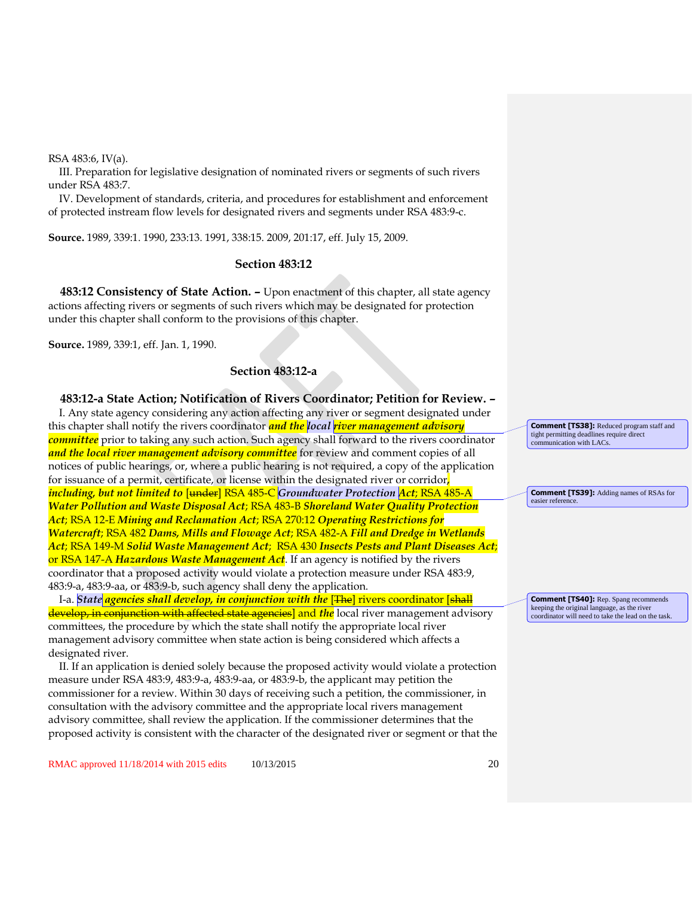RSA 483:6, IV(a).

III. Preparation for legislative designation of nominated rivers or segments of such rivers under RSA 483:7.

IV. Development of standards, criteria, and procedures for establishment and enforcement of protected instream flow levels for designated rivers and segments under RSA 483:9-c.

**Source.** 1989, 339:1. 1990, 233:13. 1991, 338:15. 2009, 201:17, eff. July 15, 2009.

### Section 483:12

**483:12 Consistency of State Action. –** Upon enactment of this chapter, all state agency actions affecting rivers or segments of such rivers which may be designated for protection under this chapter shall conform to the provisions of this chapter.

**Source.** 1989, 339:1, eff. Jan. 1, 1990.

### Section 483:12-a

**483:12-a State Action; Notification of Rivers Coordinator; Petition for Review. –**

I. Any state agency considering any action affecting any river or segment designated under this chapter shall notify the rivers coordinator ***and the local river management advisory committee*** prior to taking any such action. Such agency shall forward to the rivers coordinator ***and the local river management advisory committee*** for review and comment copies of all notices of public hearings, or, where a public hearing is not required, a copy of the application for issuance of a permit, certificate, or license within the designated river or corridor***, including, but not limited to*** [~~under~~] RSA 485-C ***Groundwater Protection Act***; RSA 485-A ***Water Pollution and Waste Disposal Act***; RSA 483-B ***Shoreland Water Quality Protection Act***; RSA 12-E ***Mining and Reclamation Act***; RSA 270:12 ***Operating Restrictions for Watercraft***; RSA 482 ***Dams, Mills and Flowage Act***; RSA 482-A ***Fill and Dredge in Wetlands Act***; RSA 149-M ***Solid Waste Management Act***; RSA 430 ***Insects Pests and Plant Diseases Act***; or RSA 147-A ***Hazardous Waste Management Act***. If an agency is notified by the rivers coordinator that a proposed activity would violate a protection measure under RSA 483:9, 483:9-a, 483:9-aa, or 483:9-b, such agency shall deny the application.

I-a. ***State agencies shall develop, in conjunction with the*** [~~The~~] rivers coordinator [~~shall develop, in conjunction with affected state agencies~~] and ***the*** local river management advisory committees, the procedure by which the state shall notify the appropriate local river management advisory committee when state action is being considered which affects a designated river.

II. If an application is denied solely because the proposed activity would violate a protection measure under RSA 483:9, 483:9-a, 483:9-aa, or 483:9-b, the applicant may petition the commissioner for a review. Within 30 days of receiving such a petition, the commissioner, in consultation with the advisory committee and the appropriate local rivers management advisory committee, shall review the application. If the commissioner determines that the proposed activity is consistent with the character of the designated river or segment or that the

**Comment [TS38]:** Reduced program staff and tight permitting deadlines require direct communication with LACs.

**Comment [TS39]:** Adding names of RSAs for easier reference.

**Comment [TS40]:** Rep. Spang recommends keeping the original language, as the river coordinator will need to take the lead on the task.

RMAC approved 11/18/2014 with 2015 edits 10/13/2015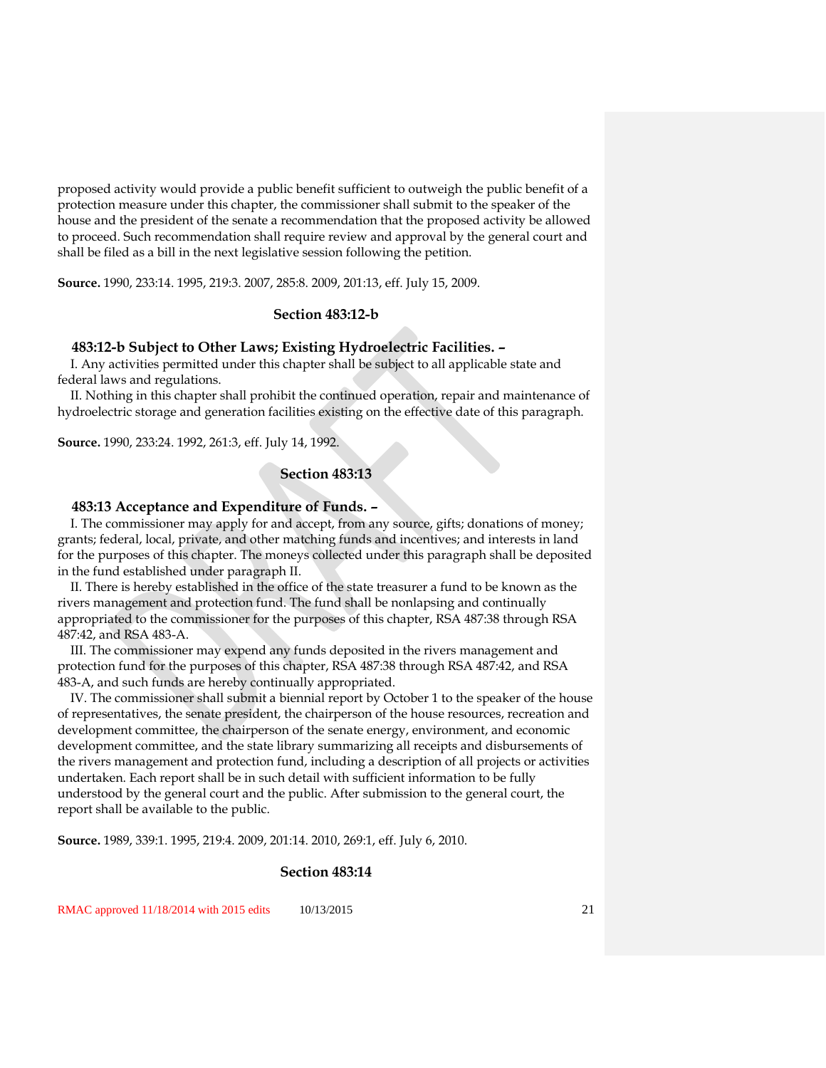proposed activity would provide a public benefit sufficient to outweigh the public benefit of a protection measure under this chapter, the commissioner shall submit to the speaker of the house and the president of the senate a recommendation that the proposed activity be allowed to proceed. Such recommendation shall require review and approval by the general court and shall be filed as a bill in the next legislative session following the petition.

**Source.** 1990, 233:14. 1995, 219:3. 2007, 285:8. 2009, 201:13, eff. July 15, 2009.

### Section 483:12-b

**483:12-b Subject to Other Laws; Existing Hydroelectric Facilities. –**

I. Any activities permitted under this chapter shall be subject to all applicable state and federal laws and regulations.

II. Nothing in this chapter shall prohibit the continued operation, repair and maintenance of hydroelectric storage and generation facilities existing on the effective date of this paragraph.

**Source.** 1990, 233:24. 1992, 261:3, eff. July 14, 1992.

### Section 483:13

**483:13 Acceptance and Expenditure of Funds. –**

I. The commissioner may apply for and accept, from any source, gifts; donations of money; grants; federal, local, private, and other matching funds and incentives; and interests in land for the purposes of this chapter. The moneys collected under this paragraph shall be deposited in the fund established under paragraph II.

II. There is hereby established in the office of the state treasurer a fund to be known as the rivers management and protection fund. The fund shall be nonlapsing and continually appropriated to the commissioner for the purposes of this chapter, RSA 487:38 through RSA 487:42, and RSA 483-A.

III. The commissioner may expend any funds deposited in the rivers management and protection fund for the purposes of this chapter, RSA 487:38 through RSA 487:42, and RSA 483-A, and such funds are hereby continually appropriated.

IV. The commissioner shall submit a biennial report by October 1 to the speaker of the house of representatives, the senate president, the chairperson of the house resources, recreation and development committee, the chairperson of the senate energy, environment, and economic development committee, and the state library summarizing all receipts and disbursements of the rivers management and protection fund, including a description of all projects or activities undertaken. Each report shall be in such detail with sufficient information to be fully understood by the general court and the public. After submission to the general court, the report shall be available to the public.

**Source.** 1989, 339:1. 1995, 219:4. 2009, 201:14. 2010, 269:1, eff. July 6, 2010.

### Section 483:14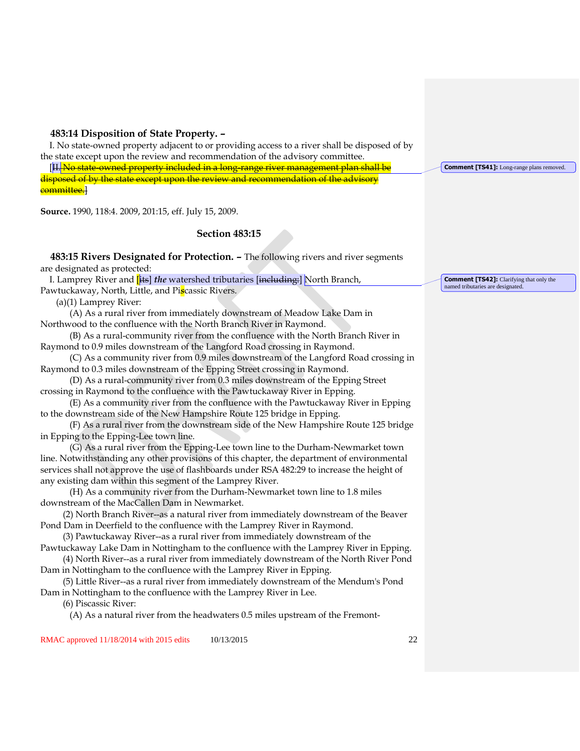**483:14 Disposition of State Property. –**

I. No state-owned property adjacent to or providing access to a river shall be disposed of by the state except upon the review and recommendation of the advisory committee.

[~~II. No state-owned property included in a long-range river management plan shall be disposed of by the state except upon the review and recommendation of the advisory committee.~~]

**Comment [TS41]:** Long-range plans removed.

**Source.** 1990, 118:4. 2009, 201:15, eff. July 15, 2009.

### Section 483:15

**483:15 Rivers Designated for Protection. –** The following rivers and river segments are designated as protected:

I. Lamprey River and [~~its~~] ***the*** watershed tributaries [~~including:~~] North Branch, Pawtuckaway, North, Little, and Piscassic Rivers.

**Comment [TS42]:** Clarifying that only the named tributaries are designated.

(a)(1) Lamprey River:

(A) As a rural river from immediately downstream of Meadow Lake Dam in Northwood to the confluence with the North Branch River in Raymond.

(B) As a rural-community river from the confluence with the North Branch River in Raymond to 0.9 miles downstream of the Langford Road crossing in Raymond.

(C) As a community river from 0.9 miles downstream of the Langford Road crossing in Raymond to 0.3 miles downstream of the Epping Street crossing in Raymond.

(D) As a rural-community river from 0.3 miles downstream of the Epping Street crossing in Raymond to the confluence with the Pawtuckaway River in Epping.

(E) As a community river from the confluence with the Pawtuckaway River in Epping to the downstream side of the New Hampshire Route 125 bridge in Epping.

(F) As a rural river from the downstream side of the New Hampshire Route 125 bridge in Epping to the Epping-Lee town line.

(G) As a rural river from the Epping-Lee town line to the Durham-Newmarket town line. Notwithstanding any other provisions of this chapter, the department of environmental services shall not approve the use of flashboards under RSA 482:29 to increase the height of any existing dam within this segment of the Lamprey River.

(H) As a community river from the Durham-Newmarket town line to 1.8 miles downstream of the MacCallen Dam in Newmarket.

(2) North Branch River--as a natural river from immediately downstream of the Beaver Pond Dam in Deerfield to the confluence with the Lamprey River in Raymond.

(3) Pawtuckaway River--as a rural river from immediately downstream of the Pawtuckaway Lake Dam in Nottingham to the confluence with the Lamprey River in Epping.

(4) North River--as a rural river from immediately downstream of the North River Pond Dam in Nottingham to the confluence with the Lamprey River in Epping.

(5) Little River--as a rural river from immediately downstream of the Mendum's Pond Dam in Nottingham to the confluence with the Lamprey River in Lee.

(6) Piscassic River:

(A) As a natural river from the headwaters 0.5 miles upstream of the Fremont-

RMAC approved 11/18/2014 with 2015 edits 10/13/2015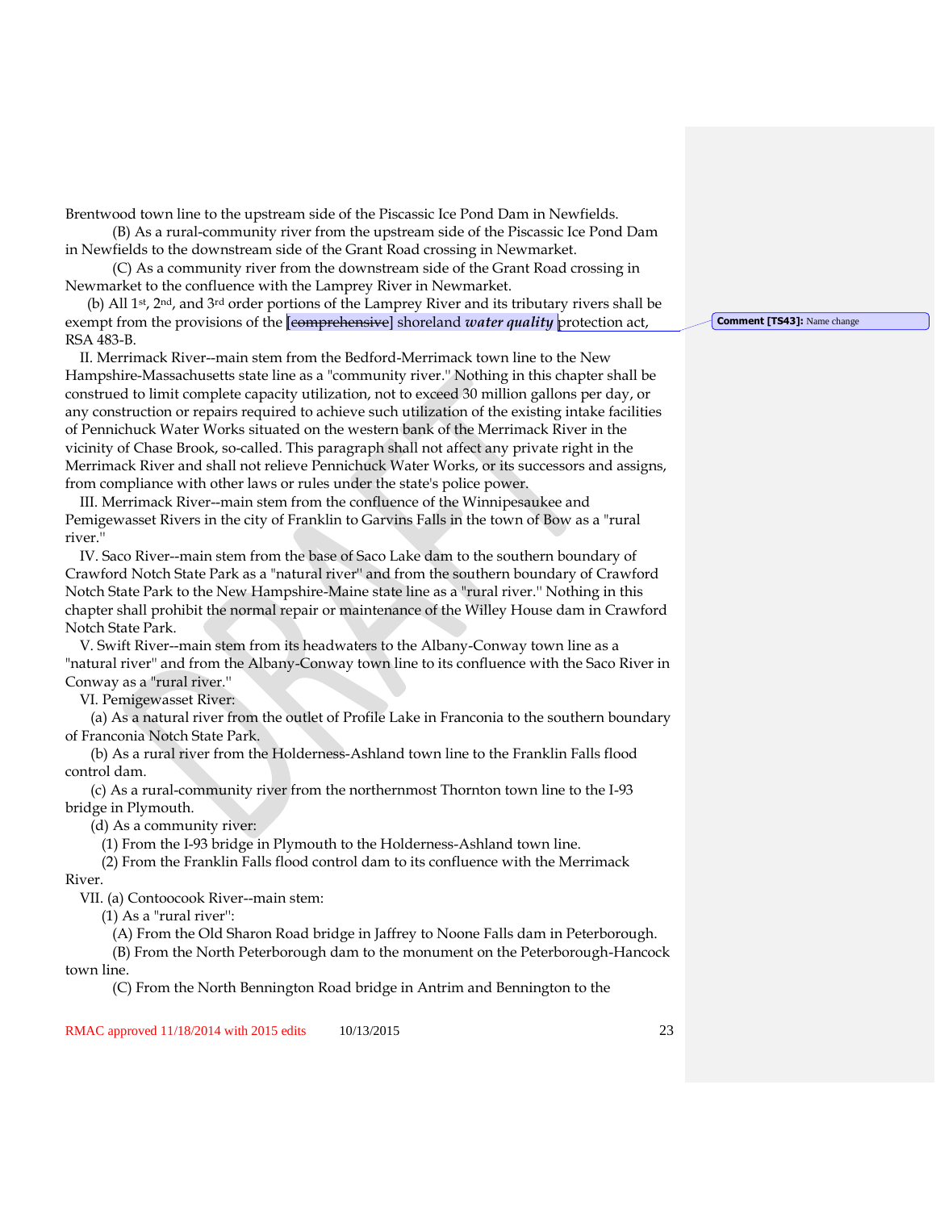Brentwood town line to the upstream side of the Piscassic Ice Pond Dam in Newfields.

(B) As a rural-community river from the upstream side of the Piscassic Ice Pond Dam in Newfields to the downstream side of the Grant Road crossing in Newmarket.

(C) As a community river from the downstream side of the Grant Road crossing in Newmarket to the confluence with the Lamprey River in Newmarket.

(b) All 1st, 2nd, and 3rd order portions of the Lamprey River and its tributary rivers shall be exempt from the provisions of the [~~comprehensive~~] shoreland ***water quality*** protection act, RSA 483-B.

**Comment [TS43]:** Name change

II. Merrimack River--main stem from the Bedford-Merrimack town line to the New Hampshire-Massachusetts state line as a "community river." Nothing in this chapter shall be construed to limit complete capacity utilization, not to exceed 30 million gallons per day, or any construction or repairs required to achieve such utilization of the existing intake facilities of Pennichuck Water Works situated on the western bank of the Merrimack River in the vicinity of Chase Brook, so-called. This paragraph shall not affect any private right in the Merrimack River and shall not relieve Pennichuck Water Works, or its successors and assigns, from compliance with other laws or rules under the state's police power.

III. Merrimack River--main stem from the confluence of the Winnipesaukee and Pemigewasset Rivers in the city of Franklin to Garvins Falls in the town of Bow as a "rural river."

IV. Saco River--main stem from the base of Saco Lake dam to the southern boundary of Crawford Notch State Park as a "natural river" and from the southern boundary of Crawford Notch State Park to the New Hampshire-Maine state line as a "rural river." Nothing in this chapter shall prohibit the normal repair or maintenance of the Willey House dam in Crawford Notch State Park.

V. Swift River--main stem from its headwaters to the Albany-Conway town line as a "natural river" and from the Albany-Conway town line to its confluence with the Saco River in Conway as a "rural river."

VI. Pemigewasset River:

(a) As a natural river from the outlet of Profile Lake in Franconia to the southern boundary of Franconia Notch State Park.

(b) As a rural river from the Holderness-Ashland town line to the Franklin Falls flood control dam.

(c) As a rural-community river from the northernmost Thornton town line to the I-93 bridge in Plymouth.

(d) As a community river:

(1) From the I-93 bridge in Plymouth to the Holderness-Ashland town line.

(2) From the Franklin Falls flood control dam to its confluence with the Merrimack River.

VII. (a) Contoocook River--main stem:

(1) As a "rural river":

(A) From the Old Sharon Road bridge in Jaffrey to Noone Falls dam in Peterborough.

(B) From the North Peterborough dam to the monument on the Peterborough-Hancock town line.

(C) From the North Bennington Road bridge in Antrim and Bennington to the

RMAC approved 11/18/2014 with 2015 edits 10/13/2015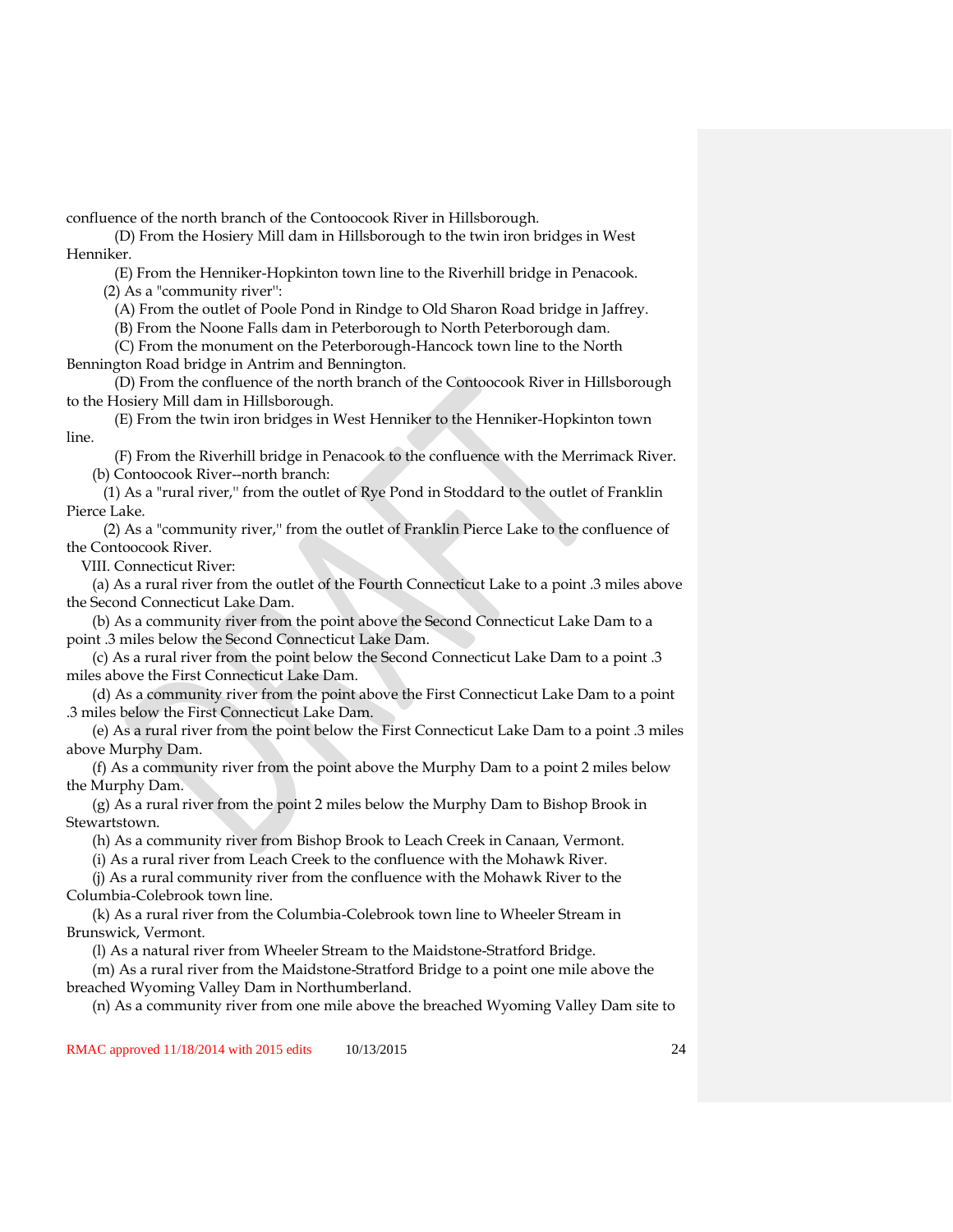confluence of the north branch of the Contoocook River in Hillsborough.

(D) From the Hosiery Mill dam in Hillsborough to the twin iron bridges in West Henniker.

(E) From the Henniker-Hopkinton town line to the Riverhill bridge in Penacook.

(2) As a "community river'':

(A) From the outlet of Poole Pond in Rindge to Old Sharon Road bridge in Jaffrey.

(B) From the Noone Falls dam in Peterborough to North Peterborough dam.

(C) From the monument on the Peterborough-Hancock town line to the North Bennington Road bridge in Antrim and Bennington.

(D) From the confluence of the north branch of the Contoocook River in Hillsborough to the Hosiery Mill dam in Hillsborough.

(E) From the twin iron bridges in West Henniker to the Henniker-Hopkinton town line.

(F) From the Riverhill bridge in Penacook to the confluence with the Merrimack River.

(b) Contoocook River--north branch:

(1) As a "rural river,'' from the outlet of Rye Pond in Stoddard to the outlet of Franklin Pierce Lake.

(2) As a "community river,'' from the outlet of Franklin Pierce Lake to the confluence of the Contoocook River.

VIII. Connecticut River:

(a) As a rural river from the outlet of the Fourth Connecticut Lake to a point .3 miles above the Second Connecticut Lake Dam.

(b) As a community river from the point above the Second Connecticut Lake Dam to a point .3 miles below the Second Connecticut Lake Dam.

(c) As a rural river from the point below the Second Connecticut Lake Dam to a point .3 miles above the First Connecticut Lake Dam.

(d) As a community river from the point above the First Connecticut Lake Dam to a point .3 miles below the First Connecticut Lake Dam.

(e) As a rural river from the point below the First Connecticut Lake Dam to a point .3 miles above Murphy Dam.

(f) As a community river from the point above the Murphy Dam to a point 2 miles below the Murphy Dam.

(g) As a rural river from the point 2 miles below the Murphy Dam to Bishop Brook in Stewartstown.

(h) As a community river from Bishop Brook to Leach Creek in Canaan, Vermont.

(i) As a rural river from Leach Creek to the confluence with the Mohawk River.

(j) As a rural community river from the confluence with the Mohawk River to the Columbia-Colebrook town line.

(k) As a rural river from the Columbia-Colebrook town line to Wheeler Stream in Brunswick, Vermont.

(l) As a natural river from Wheeler Stream to the Maidstone-Stratford Bridge.

(m) As a rural river from the Maidstone-Stratford Bridge to a point one mile above the breached Wyoming Valley Dam in Northumberland.

(n) As a community river from one mile above the breached Wyoming Valley Dam site to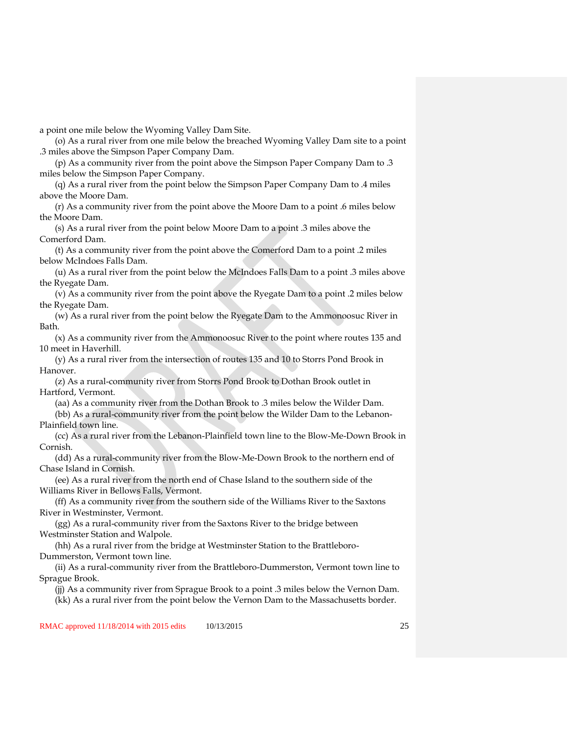a point one mile below the Wyoming Valley Dam Site.

(o) As a rural river from one mile below the breached Wyoming Valley Dam site to a point .3 miles above the Simpson Paper Company Dam.

(p) As a community river from the point above the Simpson Paper Company Dam to .3 miles below the Simpson Paper Company.

(q) As a rural river from the point below the Simpson Paper Company Dam to .4 miles above the Moore Dam.

(r) As a community river from the point above the Moore Dam to a point .6 miles below the Moore Dam.

(s) As a rural river from the point below Moore Dam to a point .3 miles above the Comerford Dam.

(t) As a community river from the point above the Comerford Dam to a point .2 miles below McIndoes Falls Dam.

(u) As a rural river from the point below the McIndoes Falls Dam to a point .3 miles above the Ryegate Dam.

(v) As a community river from the point above the Ryegate Dam to a point .2 miles below the Ryegate Dam.

(w) As a rural river from the point below the Ryegate Dam to the Ammonoosuc River in Bath.

(x) As a community river from the Ammonoosuc River to the point where routes 135 and 10 meet in Haverhill.

(y) As a rural river from the intersection of routes 135 and 10 to Storrs Pond Brook in Hanover.

(z) As a rural-community river from Storrs Pond Brook to Dothan Brook outlet in Hartford, Vermont.

(aa) As a community river from the Dothan Brook to .3 miles below the Wilder Dam.

(bb) As a rural-community river from the point below the Wilder Dam to the Lebanon-Plainfield town line.

(cc) As a rural river from the Lebanon-Plainfield town line to the Blow-Me-Down Brook in Cornish.

(dd) As a rural-community river from the Blow-Me-Down Brook to the northern end of Chase Island in Cornish.

(ee) As a rural river from the north end of Chase Island to the southern side of the Williams River in Bellows Falls, Vermont.

(ff) As a community river from the southern side of the Williams River to the Saxtons River in Westminster, Vermont.

(gg) As a rural-community river from the Saxtons River to the bridge between Westminster Station and Walpole.

(hh) As a rural river from the bridge at Westminster Station to the Brattleboro-Dummerston, Vermont town line.

(ii) As a rural-community river from the Brattleboro-Dummerston, Vermont town line to Sprague Brook.

(jj) As a community river from Sprague Brook to a point .3 miles below the Vernon Dam.

(kk) As a rural river from the point below the Vernon Dam to the Massachusetts border.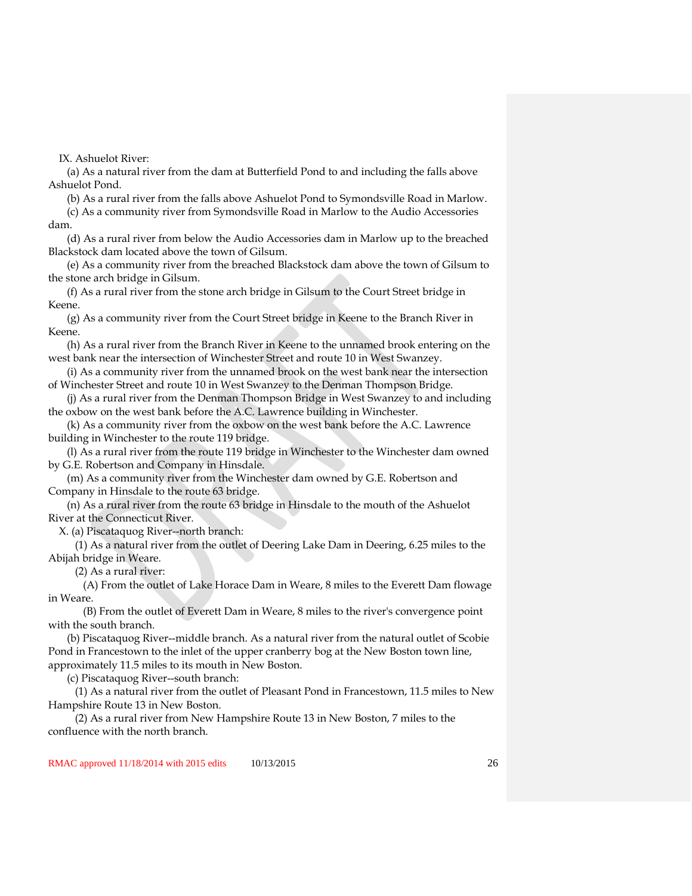IX. Ashuelot River:

(a) As a natural river from the dam at Butterfield Pond to and including the falls above Ashuelot Pond.

(b) As a rural river from the falls above Ashuelot Pond to Symondsville Road in Marlow.

(c) As a community river from Symondsville Road in Marlow to the Audio Accessories dam.

(d) As a rural river from below the Audio Accessories dam in Marlow up to the breached Blackstock dam located above the town of Gilsum.

(e) As a community river from the breached Blackstock dam above the town of Gilsum to the stone arch bridge in Gilsum.

(f) As a rural river from the stone arch bridge in Gilsum to the Court Street bridge in Keene.

(g) As a community river from the Court Street bridge in Keene to the Branch River in Keene.

(h) As a rural river from the Branch River in Keene to the unnamed brook entering on the west bank near the intersection of Winchester Street and route 10 in West Swanzey.

(i) As a community river from the unnamed brook on the west bank near the intersection of Winchester Street and route 10 in West Swanzey to the Denman Thompson Bridge.

(j) As a rural river from the Denman Thompson Bridge in West Swanzey to and including the oxbow on the west bank before the A.C. Lawrence building in Winchester.

(k) As a community river from the oxbow on the west bank before the A.C. Lawrence building in Winchester to the route 119 bridge.

(l) As a rural river from the route 119 bridge in Winchester to the Winchester dam owned by G.E. Robertson and Company in Hinsdale.

(m) As a community river from the Winchester dam owned by G.E. Robertson and Company in Hinsdale to the route 63 bridge.

(n) As a rural river from the route 63 bridge in Hinsdale to the mouth of the Ashuelot River at the Connecticut River.

X. (a) Piscataquog River--north branch:

(1) As a natural river from the outlet of Deering Lake Dam in Deering, 6.25 miles to the Abijah bridge in Weare.

(2) As a rural river:

(A) From the outlet of Lake Horace Dam in Weare, 8 miles to the Everett Dam flowage in Weare.

(B) From the outlet of Everett Dam in Weare, 8 miles to the river's convergence point with the south branch.

(b) Piscataquog River--middle branch. As a natural river from the natural outlet of Scobie Pond in Francestown to the inlet of the upper cranberry bog at the New Boston town line, approximately 11.5 miles to its mouth in New Boston.

(c) Piscataquog River--south branch:

(1) As a natural river from the outlet of Pleasant Pond in Francestown, 11.5 miles to New Hampshire Route 13 in New Boston.

(2) As a rural river from New Hampshire Route 13 in New Boston, 7 miles to the confluence with the north branch.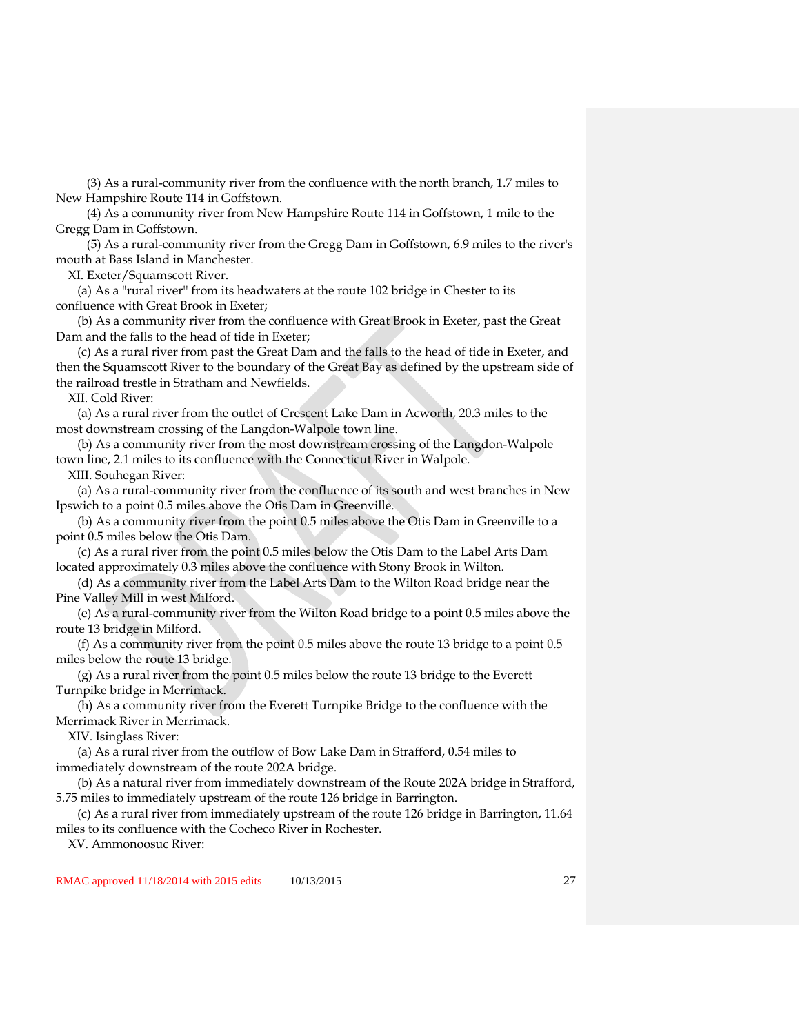(3) As a rural-community river from the confluence with the north branch, 1.7 miles to New Hampshire Route 114 in Goffstown.

(4) As a community river from New Hampshire Route 114 in Goffstown, 1 mile to the Gregg Dam in Goffstown.

(5) As a rural-community river from the Gregg Dam in Goffstown, 6.9 miles to the river's mouth at Bass Island in Manchester.

XI. Exeter/Squamscott River.

(a) As a "rural river'' from its headwaters at the route 102 bridge in Chester to its confluence with Great Brook in Exeter;

(b) As a community river from the confluence with Great Brook in Exeter, past the Great Dam and the falls to the head of tide in Exeter;

(c) As a rural river from past the Great Dam and the falls to the head of tide in Exeter, and then the Squamscott River to the boundary of the Great Bay as defined by the upstream side of the railroad trestle in Stratham and Newfields.

XII. Cold River:

(a) As a rural river from the outlet of Crescent Lake Dam in Acworth, 20.3 miles to the most downstream crossing of the Langdon-Walpole town line.

(b) As a community river from the most downstream crossing of the Langdon-Walpole town line, 2.1 miles to its confluence with the Connecticut River in Walpole.

XIII. Souhegan River:

(a) As a rural-community river from the confluence of its south and west branches in New Ipswich to a point 0.5 miles above the Otis Dam in Greenville.

(b) As a community river from the point 0.5 miles above the Otis Dam in Greenville to a point 0.5 miles below the Otis Dam.

(c) As a rural river from the point 0.5 miles below the Otis Dam to the Label Arts Dam located approximately 0.3 miles above the confluence with Stony Brook in Wilton.

(d) As a community river from the Label Arts Dam to the Wilton Road bridge near the Pine Valley Mill in west Milford.

(e) As a rural-community river from the Wilton Road bridge to a point 0.5 miles above the route 13 bridge in Milford.

(f) As a community river from the point 0.5 miles above the route 13 bridge to a point 0.5 miles below the route 13 bridge.

(g) As a rural river from the point 0.5 miles below the route 13 bridge to the Everett Turnpike bridge in Merrimack.

(h) As a community river from the Everett Turnpike Bridge to the confluence with the Merrimack River in Merrimack.

XIV. Isinglass River:

(a) As a rural river from the outflow of Bow Lake Dam in Strafford, 0.54 miles to immediately downstream of the route 202A bridge.

(b) As a natural river from immediately downstream of the Route 202A bridge in Strafford, 5.75 miles to immediately upstream of the route 126 bridge in Barrington.

(c) As a rural river from immediately upstream of the route 126 bridge in Barrington, 11.64 miles to its confluence with the Cocheco River in Rochester.

XV. Ammonoosuc River: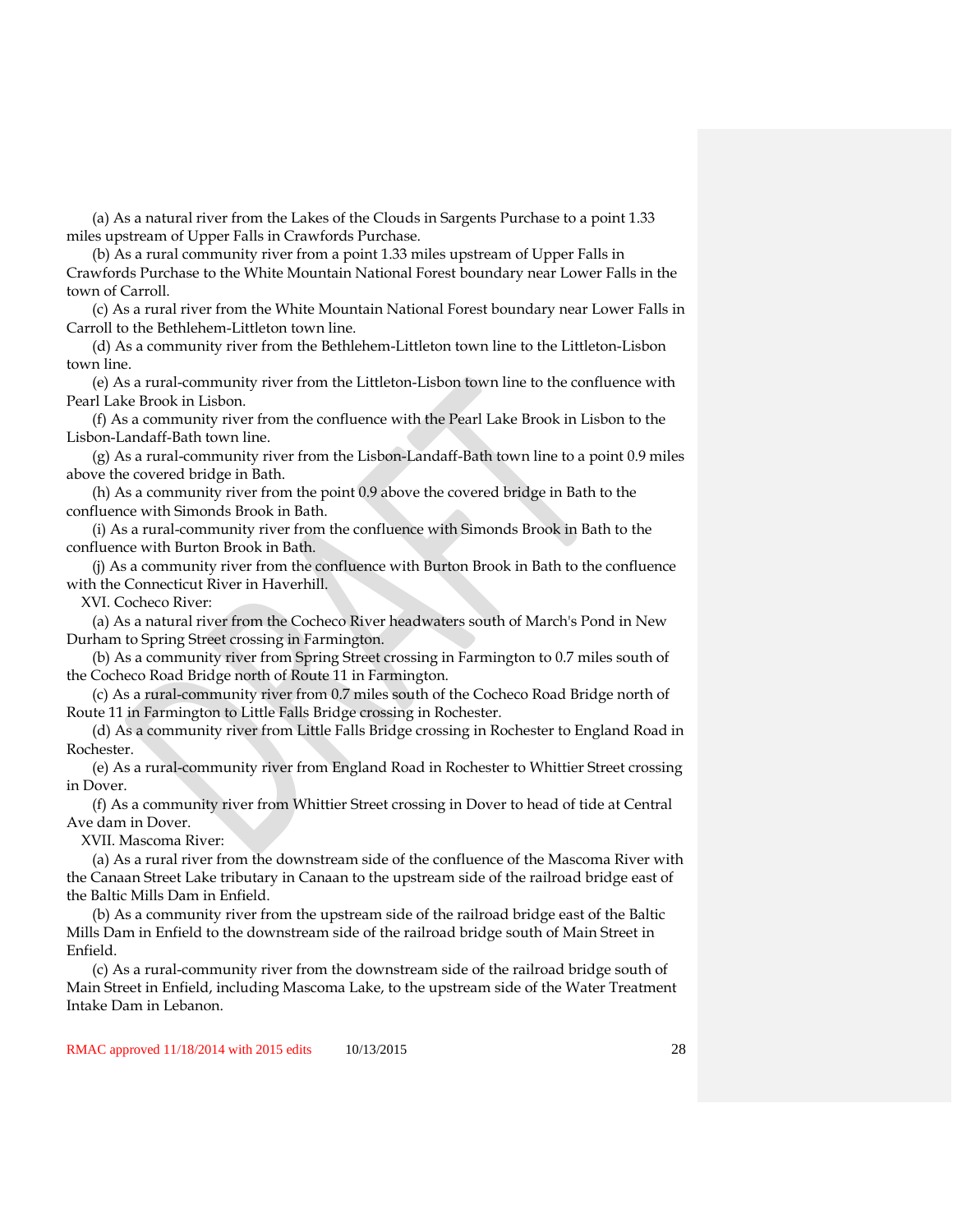(a) As a natural river from the Lakes of the Clouds in Sargents Purchase to a point 1.33 miles upstream of Upper Falls in Crawfords Purchase.

(b) As a rural community river from a point 1.33 miles upstream of Upper Falls in Crawfords Purchase to the White Mountain National Forest boundary near Lower Falls in the town of Carroll.

(c) As a rural river from the White Mountain National Forest boundary near Lower Falls in Carroll to the Bethlehem-Littleton town line.

(d) As a community river from the Bethlehem-Littleton town line to the Littleton-Lisbon town line.

(e) As a rural-community river from the Littleton-Lisbon town line to the confluence with Pearl Lake Brook in Lisbon.

(f) As a community river from the confluence with the Pearl Lake Brook in Lisbon to the Lisbon-Landaff-Bath town line.

(g) As a rural-community river from the Lisbon-Landaff-Bath town line to a point 0.9 miles above the covered bridge in Bath.

(h) As a community river from the point 0.9 above the covered bridge in Bath to the confluence with Simonds Brook in Bath.

(i) As a rural-community river from the confluence with Simonds Brook in Bath to the confluence with Burton Brook in Bath.

(j) As a community river from the confluence with Burton Brook in Bath to the confluence with the Connecticut River in Haverhill.

XVI. Cocheco River:

(a) As a natural river from the Cocheco River headwaters south of March's Pond in New Durham to Spring Street crossing in Farmington.

(b) As a community river from Spring Street crossing in Farmington to 0.7 miles south of the Cocheco Road Bridge north of Route 11 in Farmington.

(c) As a rural-community river from 0.7 miles south of the Cocheco Road Bridge north of Route 11 in Farmington to Little Falls Bridge crossing in Rochester.

(d) As a community river from Little Falls Bridge crossing in Rochester to England Road in Rochester.

(e) As a rural-community river from England Road in Rochester to Whittier Street crossing in Dover.

(f) As a community river from Whittier Street crossing in Dover to head of tide at Central Ave dam in Dover.

XVII. Mascoma River:

(a) As a rural river from the downstream side of the confluence of the Mascoma River with the Canaan Street Lake tributary in Canaan to the upstream side of the railroad bridge east of the Baltic Mills Dam in Enfield.

(b) As a community river from the upstream side of the railroad bridge east of the Baltic Mills Dam in Enfield to the downstream side of the railroad bridge south of Main Street in Enfield.

(c) As a rural-community river from the downstream side of the railroad bridge south of Main Street in Enfield, including Mascoma Lake, to the upstream side of the Water Treatment Intake Dam in Lebanon.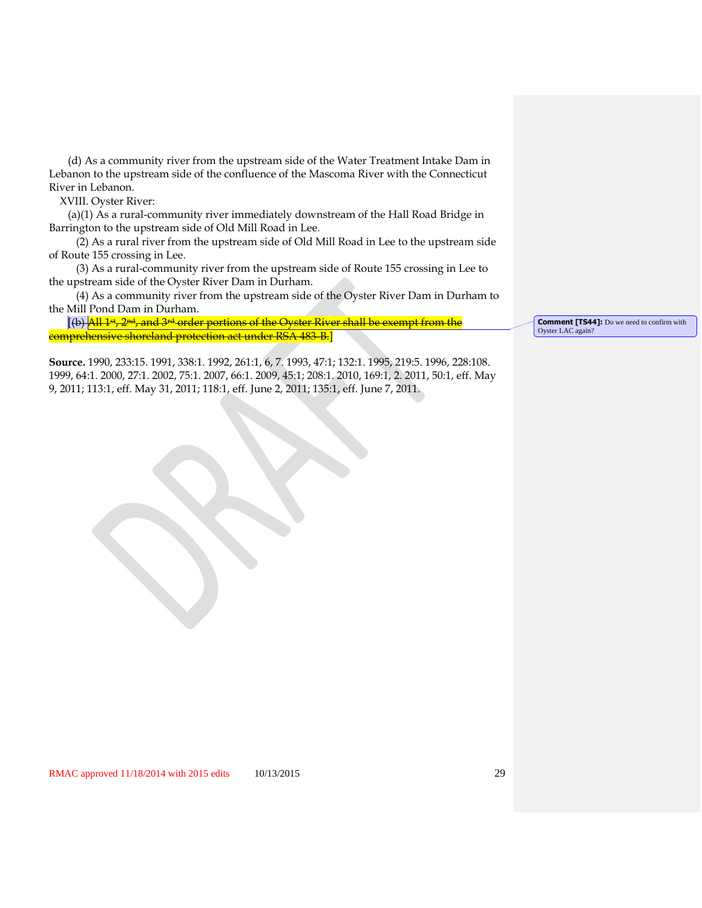(d) As a community river from the upstream side of the Water Treatment Intake Dam in Lebanon to the upstream side of the confluence of the Mascoma River with the Connecticut River in Lebanon.

XVIII. Oyster River:

(a)(1) As a rural-community river immediately downstream of the Hall Road Bridge in Barrington to the upstream side of Old Mill Road in Lee.

(2) As a rural river from the upstream side of Old Mill Road in Lee to the upstream side of Route 155 crossing in Lee.

(3) As a rural-community river from the upstream side of Route 155 crossing in Lee to the upstream side of the Oyster River Dam in Durham.

(4) As a community river from the upstream side of the Oyster River Dam in Durham to the Mill Pond Dam in Durham.

[~~(b) All 1st, 2nd, and 3rd order portions of the Oyster River shall be exempt from the comprehensive shoreland protection act under RSA 483-B.~~]

**Comment [TS44]:** Do we need to confirm with Oyster LAC again?

**Source.** 1990, 233:15. 1991, 338:1. 1992, 261:1, 6, 7. 1993, 47:1; 132:1. 1995, 219:5. 1996, 228:108. 1999, 64:1. 2000, 27:1. 2002, 75:1. 2007, 66:1. 2009, 45:1; 208:1. 2010, 169:1, 2. 2011, 50:1, eff. May 9, 2011; 113:1, eff. May 31, 2011; 118:1, eff. June 2, 2011; 135:1, eff. June 7, 2011.